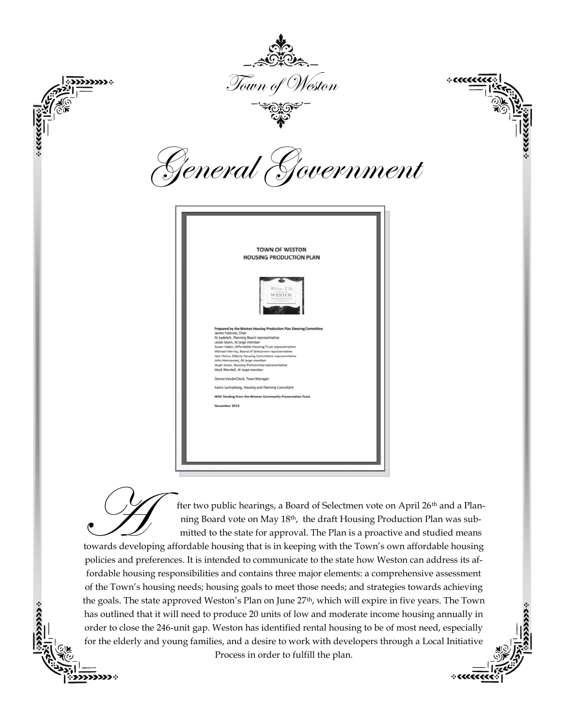*Town of Weston*

# General Government

**TOWN OF WESTON**
**HOUSING PRODUCTION PLAN**

**Prepared by the Weston Housing Production Plan Steering Committee**
James Polando, Chair
Al Aydelott, Planning Board representative
Leslie Glynn, At large member
Susan Haber, Affordable Housing Trust representative
Michael Harrity, Board of Selectmen representative
Jack Heine, Elderly Housing Committee representative
John Hennessey, At large member
Hugh Jones, Housing Partnership representative
Mark Mendell, At large member

Donna VanderClock, Town Manager

Karen Sunnarborg, Housing and Planning Consultant

**With funding from the Weston Community Preservation Fund**

**November 2015**

After two public hearings, a Board of Selectmen vote on April 26th and a Planning Board vote on May 18th, the draft Housing Production Plan was submitted to the state for approval. The Plan is a proactive and studied means towards developing affordable housing that is in keeping with the Town's own affordable housing policies and preferences. It is intended to communicate to the state how Weston can address its affordable housing responsibilities and contains three major elements: a comprehensive assessment of the Town's housing needs; housing goals to meet those needs; and strategies towards achieving the goals. The state approved Weston's Plan on June 27th, which will expire in five years. The Town has outlined that it will need to produce 20 units of low and moderate income housing annually in order to close the 246-unit gap. Weston has identified rental housing to be of most need, especially for the elderly and young families, and a desire to work with developers through a Local Initiative Process in order to fulfill the plan.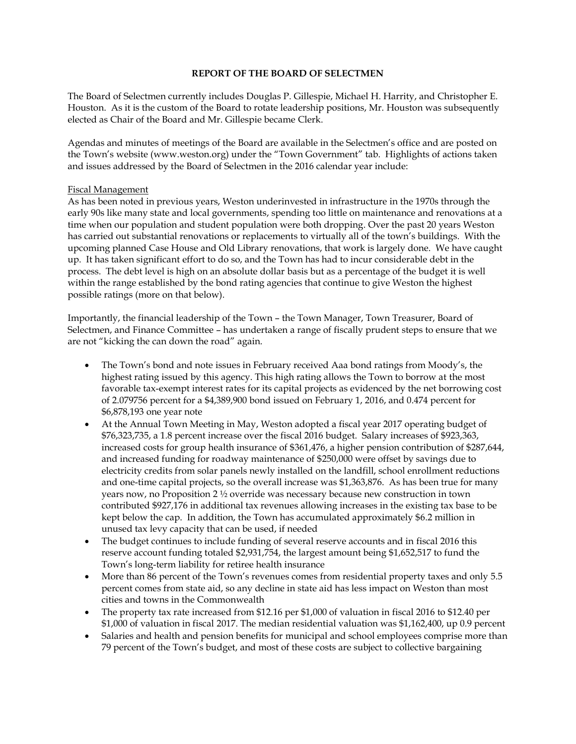## REPORT OF THE BOARD OF SELECTMEN

The Board of Selectmen currently includes Douglas P. Gillespie, Michael H. Harrity, and Christopher E. Houston. As it is the custom of the Board to rotate leadership positions, Mr. Houston was subsequently elected as Chair of the Board and Mr. Gillespie became Clerk.

Agendas and minutes of meetings of the Board are available in the Selectmen's office and are posted on the Town's website (www.weston.org) under the "Town Government" tab. Highlights of actions taken and issues addressed by the Board of Selectmen in the 2016 calendar year include:

Fiscal Management

As has been noted in previous years, Weston underinvested in infrastructure in the 1970s through the early 90s like many state and local governments, spending too little on maintenance and renovations at a time when our population and student population were both dropping. Over the past 20 years Weston has carried out substantial renovations or replacements to virtually all of the town's buildings. With the upcoming planned Case House and Old Library renovations, that work is largely done. We have caught up. It has taken significant effort to do so, and the Town has had to incur considerable debt in the process. The debt level is high on an absolute dollar basis but as a percentage of the budget it is well within the range established by the bond rating agencies that continue to give Weston the highest possible ratings (more on that below).

Importantly, the financial leadership of the Town – the Town Manager, Town Treasurer, Board of Selectmen, and Finance Committee – has undertaken a range of fiscally prudent steps to ensure that we are not "kicking the can down the road" again.

- The Town's bond and note issues in February received Aaa bond ratings from Moody's, the highest rating issued by this agency. This high rating allows the Town to borrow at the most favorable tax-exempt interest rates for its capital projects as evidenced by the net borrowing cost of 2.079756 percent for a $4,389,900 bond issued on February 1, 2016, and 0.474 percent for $6,878,193 one year note
- At the Annual Town Meeting in May, Weston adopted a fiscal year 2017 operating budget of $76,323,735, a 1.8 percent increase over the fiscal 2016 budget. Salary increases of $923,363, increased costs for group health insurance of $361,476, a higher pension contribution of $287,644, and increased funding for roadway maintenance of $250,000 were offset by savings due to electricity credits from solar panels newly installed on the landfill, school enrollment reductions and one-time capital projects, so the overall increase was $1,363,876. As has been true for many years now, no Proposition 2 ½ override was necessary because new construction in town contributed $927,176 in additional tax revenues allowing increases in the existing tax base to be kept below the cap. In addition, the Town has accumulated approximately $6.2 million in unused tax levy capacity that can be used, if needed
- The budget continues to include funding of several reserve accounts and in fiscal 2016 this reserve account funding totaled $2,931,754, the largest amount being $1,652,517 to fund the Town's long-term liability for retiree health insurance
- More than 86 percent of the Town's revenues comes from residential property taxes and only 5.5 percent comes from state aid, so any decline in state aid has less impact on Weston than most cities and towns in the Commonwealth
- The property tax rate increased from $12.16 per $1,000 of valuation in fiscal 2016 to $12.40 per $1,000 of valuation in fiscal 2017. The median residential valuation was $1,162,400, up 0.9 percent
- Salaries and health and pension benefits for municipal and school employees comprise more than 79 percent of the Town's budget, and most of these costs are subject to collective bargaining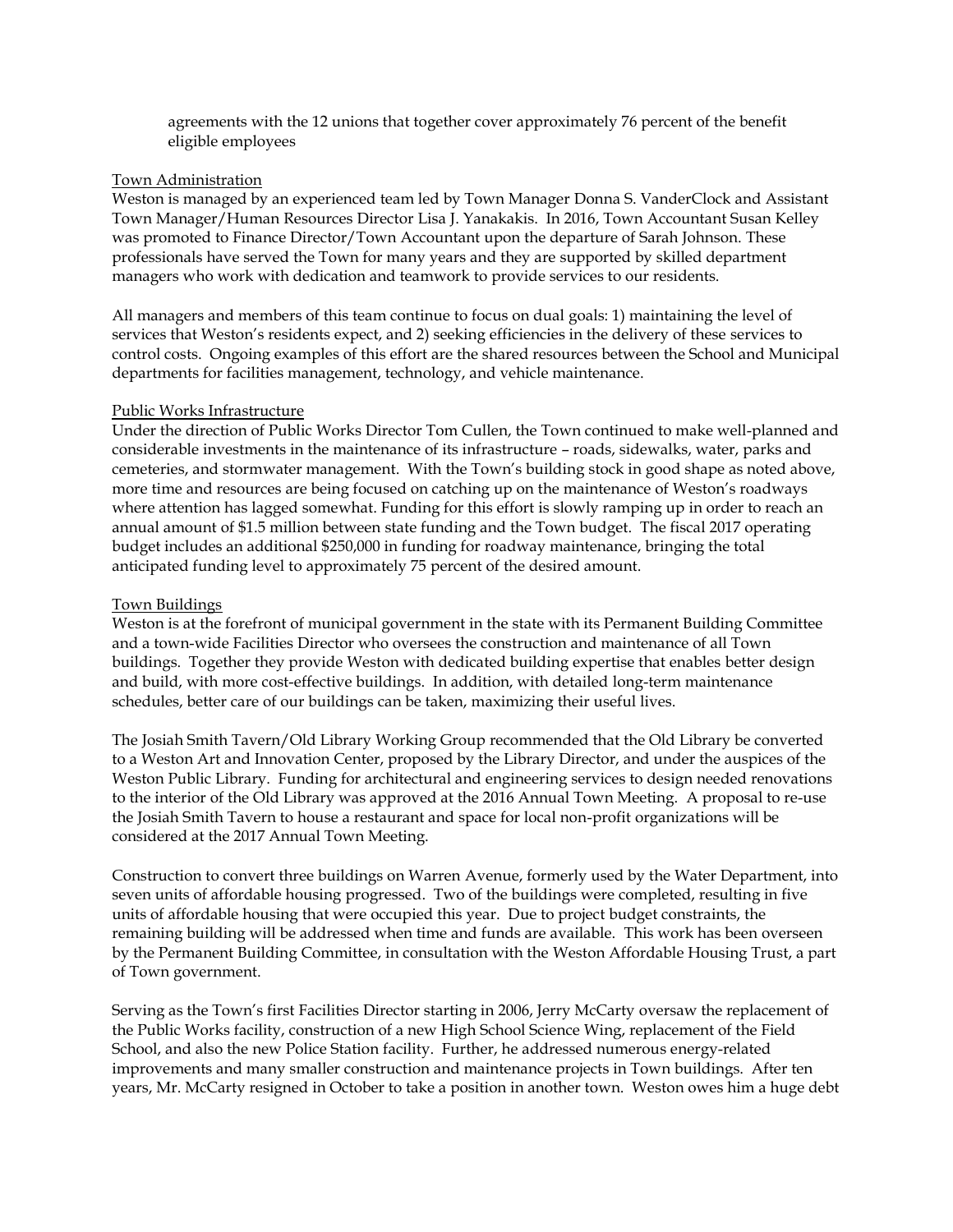agreements with the 12 unions that together cover approximately 76 percent of the benefit eligible employees

Town Administration

Weston is managed by an experienced team led by Town Manager Donna S. VanderClock and Assistant Town Manager/Human Resources Director Lisa J. Yanakakis. In 2016, Town Accountant Susan Kelley was promoted to Finance Director/Town Accountant upon the departure of Sarah Johnson. These professionals have served the Town for many years and they are supported by skilled department managers who work with dedication and teamwork to provide services to our residents.

All managers and members of this team continue to focus on dual goals: 1) maintaining the level of services that Weston's residents expect, and 2) seeking efficiencies in the delivery of these services to control costs. Ongoing examples of this effort are the shared resources between the School and Municipal departments for facilities management, technology, and vehicle maintenance.

Public Works Infrastructure

Under the direction of Public Works Director Tom Cullen, the Town continued to make well-planned and considerable investments in the maintenance of its infrastructure – roads, sidewalks, water, parks and cemeteries, and stormwater management. With the Town's building stock in good shape as noted above, more time and resources are being focused on catching up on the maintenance of Weston's roadways where attention has lagged somewhat. Funding for this effort is slowly ramping up in order to reach an annual amount of $1.5 million between state funding and the Town budget. The fiscal 2017 operating budget includes an additional $250,000 in funding for roadway maintenance, bringing the total anticipated funding level to approximately 75 percent of the desired amount.

Town Buildings

Weston is at the forefront of municipal government in the state with its Permanent Building Committee and a town-wide Facilities Director who oversees the construction and maintenance of all Town buildings. Together they provide Weston with dedicated building expertise that enables better design and build, with more cost-effective buildings. In addition, with detailed long-term maintenance schedules, better care of our buildings can be taken, maximizing their useful lives.

The Josiah Smith Tavern/Old Library Working Group recommended that the Old Library be converted to a Weston Art and Innovation Center, proposed by the Library Director, and under the auspices of the Weston Public Library. Funding for architectural and engineering services to design needed renovations to the interior of the Old Library was approved at the 2016 Annual Town Meeting. A proposal to re-use the Josiah Smith Tavern to house a restaurant and space for local non-profit organizations will be considered at the 2017 Annual Town Meeting.

Construction to convert three buildings on Warren Avenue, formerly used by the Water Department, into seven units of affordable housing progressed. Two of the buildings were completed, resulting in five units of affordable housing that were occupied this year. Due to project budget constraints, the remaining building will be addressed when time and funds are available. This work has been overseen by the Permanent Building Committee, in consultation with the Weston Affordable Housing Trust, a part of Town government.

Serving as the Town's first Facilities Director starting in 2006, Jerry McCarty oversaw the replacement of the Public Works facility, construction of a new High School Science Wing, replacement of the Field School, and also the new Police Station facility. Further, he addressed numerous energy-related improvements and many smaller construction and maintenance projects in Town buildings. After ten years, Mr. McCarty resigned in October to take a position in another town. Weston owes him a huge debt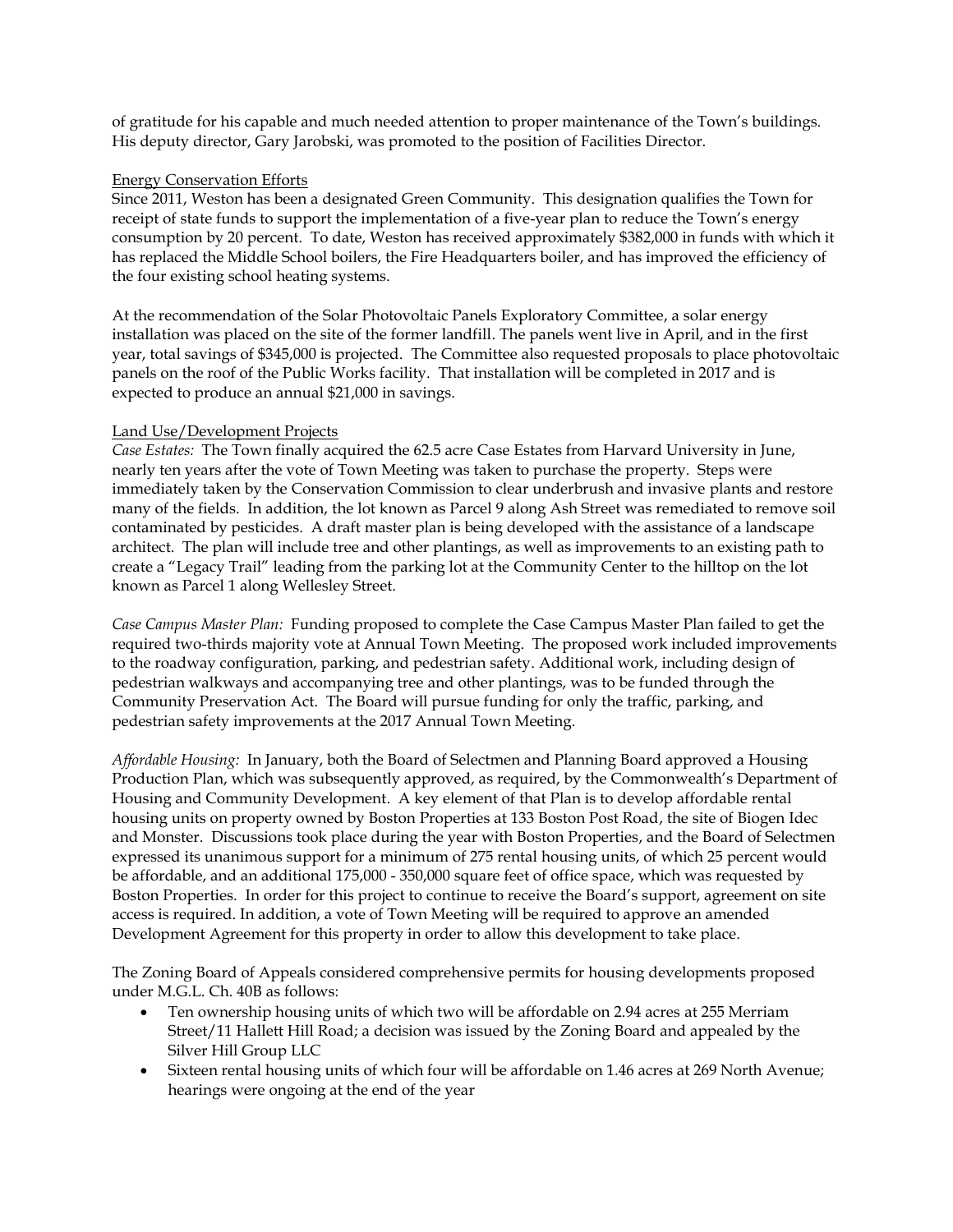of gratitude for his capable and much needed attention to proper maintenance of the Town's buildings. His deputy director, Gary Jarobski, was promoted to the position of Facilities Director.

Energy Conservation Efforts

Since 2011, Weston has been a designated Green Community. This designation qualifies the Town for receipt of state funds to support the implementation of a five-year plan to reduce the Town's energy consumption by 20 percent. To date, Weston has received approximately $382,000 in funds with which it has replaced the Middle School boilers, the Fire Headquarters boiler, and has improved the efficiency of the four existing school heating systems.

At the recommendation of the Solar Photovoltaic Panels Exploratory Committee, a solar energy installation was placed on the site of the former landfill. The panels went live in April, and in the first year, total savings of $345,000 is projected. The Committee also requested proposals to place photovoltaic panels on the roof of the Public Works facility. That installation will be completed in 2017 and is expected to produce an annual $21,000 in savings.

Land Use/Development Projects

*Case Estates:* The Town finally acquired the 62.5 acre Case Estates from Harvard University in June, nearly ten years after the vote of Town Meeting was taken to purchase the property. Steps were immediately taken by the Conservation Commission to clear underbrush and invasive plants and restore many of the fields. In addition, the lot known as Parcel 9 along Ash Street was remediated to remove soil contaminated by pesticides. A draft master plan is being developed with the assistance of a landscape architect. The plan will include tree and other plantings, as well as improvements to an existing path to create a "Legacy Trail" leading from the parking lot at the Community Center to the hilltop on the lot known as Parcel 1 along Wellesley Street.

*Case Campus Master Plan:* Funding proposed to complete the Case Campus Master Plan failed to get the required two-thirds majority vote at Annual Town Meeting. The proposed work included improvements to the roadway configuration, parking, and pedestrian safety. Additional work, including design of pedestrian walkways and accompanying tree and other plantings, was to be funded through the Community Preservation Act. The Board will pursue funding for only the traffic, parking, and pedestrian safety improvements at the 2017 Annual Town Meeting.

*Affordable Housing:* In January, both the Board of Selectmen and Planning Board approved a Housing Production Plan, which was subsequently approved, as required, by the Commonwealth's Department of Housing and Community Development. A key element of that Plan is to develop affordable rental housing units on property owned by Boston Properties at 133 Boston Post Road, the site of Biogen Idec and Monster. Discussions took place during the year with Boston Properties, and the Board of Selectmen expressed its unanimous support for a minimum of 275 rental housing units, of which 25 percent would be affordable, and an additional 175,000 - 350,000 square feet of office space, which was requested by Boston Properties. In order for this project to continue to receive the Board's support, agreement on site access is required. In addition, a vote of Town Meeting will be required to approve an amended Development Agreement for this property in order to allow this development to take place.

The Zoning Board of Appeals considered comprehensive permits for housing developments proposed under M.G.L. Ch. 40B as follows:

- Ten ownership housing units of which two will be affordable on 2.94 acres at 255 Merriam Street/11 Hallett Hill Road; a decision was issued by the Zoning Board and appealed by the Silver Hill Group LLC
- Sixteen rental housing units of which four will be affordable on 1.46 acres at 269 North Avenue; hearings were ongoing at the end of the year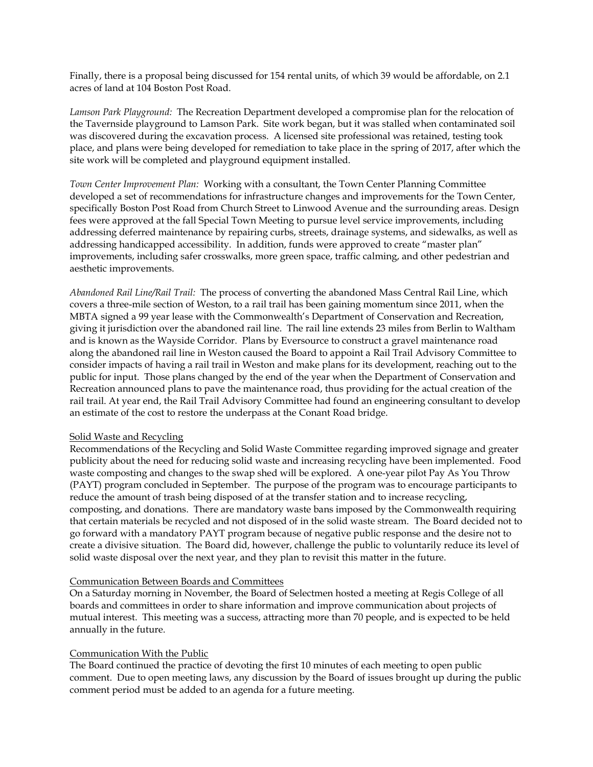Finally, there is a proposal being discussed for 154 rental units, of which 39 would be affordable, on 2.1 acres of land at 104 Boston Post Road.

*Lamson Park Playground:* The Recreation Department developed a compromise plan for the relocation of the Tavernside playground to Lamson Park. Site work began, but it was stalled when contaminated soil was discovered during the excavation process. A licensed site professional was retained, testing took place, and plans were being developed for remediation to take place in the spring of 2017, after which the site work will be completed and playground equipment installed.

*Town Center Improvement Plan:* Working with a consultant, the Town Center Planning Committee developed a set of recommendations for infrastructure changes and improvements for the Town Center, specifically Boston Post Road from Church Street to Linwood Avenue and the surrounding areas. Design fees were approved at the fall Special Town Meeting to pursue level service improvements, including addressing deferred maintenance by repairing curbs, streets, drainage systems, and sidewalks, as well as addressing handicapped accessibility. In addition, funds were approved to create "master plan" improvements, including safer crosswalks, more green space, traffic calming, and other pedestrian and aesthetic improvements.

*Abandoned Rail Line/Rail Trail:* The process of converting the abandoned Mass Central Rail Line, which covers a three-mile section of Weston, to a rail trail has been gaining momentum since 2011, when the MBTA signed a 99 year lease with the Commonwealth's Department of Conservation and Recreation, giving it jurisdiction over the abandoned rail line. The rail line extends 23 miles from Berlin to Waltham and is known as the Wayside Corridor. Plans by Eversource to construct a gravel maintenance road along the abandoned rail line in Weston caused the Board to appoint a Rail Trail Advisory Committee to consider impacts of having a rail trail in Weston and make plans for its development, reaching out to the public for input. Those plans changed by the end of the year when the Department of Conservation and Recreation announced plans to pave the maintenance road, thus providing for the actual creation of the rail trail. At year end, the Rail Trail Advisory Committee had found an engineering consultant to develop an estimate of the cost to restore the underpass at the Conant Road bridge.

### Solid Waste and Recycling

Recommendations of the Recycling and Solid Waste Committee regarding improved signage and greater publicity about the need for reducing solid waste and increasing recycling have been implemented. Food waste composting and changes to the swap shed will be explored. A one-year pilot Pay As You Throw (PAYT) program concluded in September. The purpose of the program was to encourage participants to reduce the amount of trash being disposed of at the transfer station and to increase recycling, composting, and donations. There are mandatory waste bans imposed by the Commonwealth requiring that certain materials be recycled and not disposed of in the solid waste stream. The Board decided not to go forward with a mandatory PAYT program because of negative public response and the desire not to create a divisive situation. The Board did, however, challenge the public to voluntarily reduce its level of solid waste disposal over the next year, and they plan to revisit this matter in the future.

### Communication Between Boards and Committees

On a Saturday morning in November, the Board of Selectmen hosted a meeting at Regis College of all boards and committees in order to share information and improve communication about projects of mutual interest. This meeting was a success, attracting more than 70 people, and is expected to be held annually in the future.

### Communication With the Public

The Board continued the practice of devoting the first 10 minutes of each meeting to open public comment. Due to open meeting laws, any discussion by the Board of issues brought up during the public comment period must be added to an agenda for a future meeting.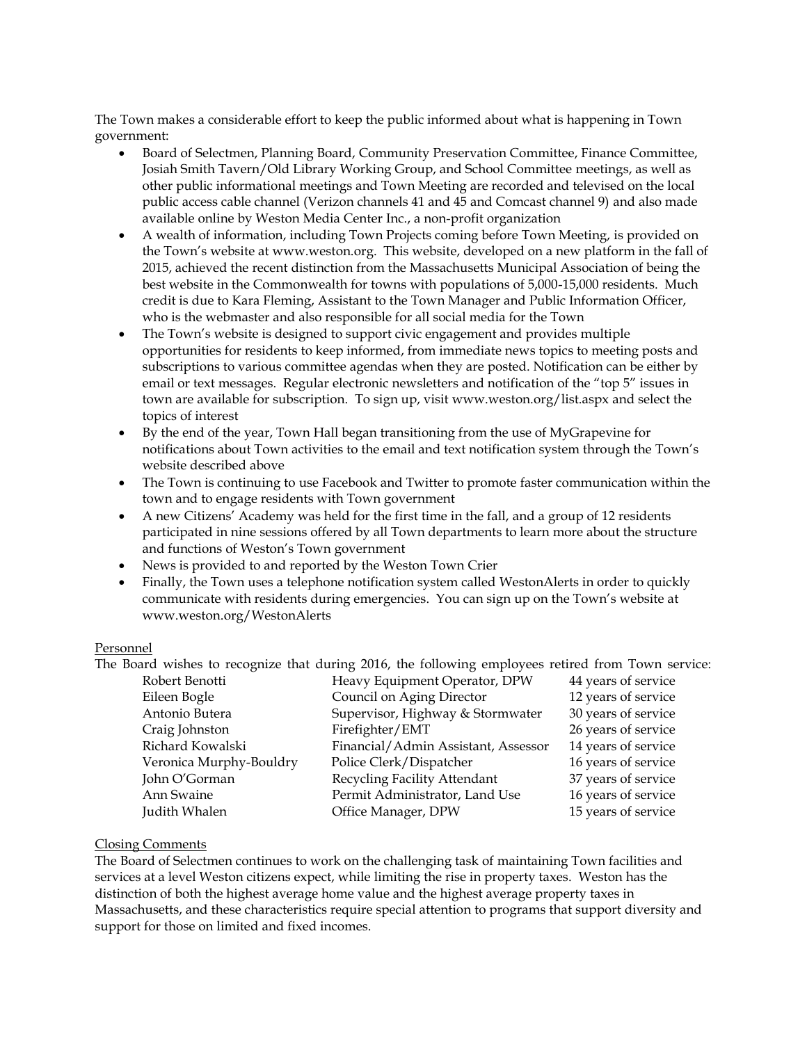The Town makes a considerable effort to keep the public informed about what is happening in Town government:

- Board of Selectmen, Planning Board, Community Preservation Committee, Finance Committee, Josiah Smith Tavern/Old Library Working Group, and School Committee meetings, as well as other public informational meetings and Town Meeting are recorded and televised on the local public access cable channel (Verizon channels 41 and 45 and Comcast channel 9) and also made available online by Weston Media Center Inc., a non-profit organization
- A wealth of information, including Town Projects coming before Town Meeting, is provided on the Town's website at www.weston.org. This website, developed on a new platform in the fall of 2015, achieved the recent distinction from the Massachusetts Municipal Association of being the best website in the Commonwealth for towns with populations of 5,000-15,000 residents. Much credit is due to Kara Fleming, Assistant to the Town Manager and Public Information Officer, who is the webmaster and also responsible for all social media for the Town
- The Town's website is designed to support civic engagement and provides multiple opportunities for residents to keep informed, from immediate news topics to meeting posts and subscriptions to various committee agendas when they are posted. Notification can be either by email or text messages. Regular electronic newsletters and notification of the "top 5" issues in town are available for subscription. To sign up, visit www.weston.org/list.aspx and select the topics of interest
- By the end of the year, Town Hall began transitioning from the use of MyGrapevine for notifications about Town activities to the email and text notification system through the Town's website described above
- The Town is continuing to use Facebook and Twitter to promote faster communication within the town and to engage residents with Town government
- A new Citizens' Academy was held for the first time in the fall, and a group of 12 residents participated in nine sessions offered by all Town departments to learn more about the structure and functions of Weston's Town government
- News is provided to and reported by the Weston Town Crier
- Finally, the Town uses a telephone notification system called WestonAlerts in order to quickly communicate with residents during emergencies. You can sign up on the Town's website at www.weston.org/WestonAlerts

Personnel

The Board wishes to recognize that during 2016, the following employees retired from Town service:

| Name | Position | Service |
|---|---|---|
| Robert Benotti | Heavy Equipment Operator, DPW | 44 years of service |
| Eileen Bogle | Council on Aging Director | 12 years of service |
| Antonio Butera | Supervisor, Highway & Stormwater | 30 years of service |
| Craig Johnston | Firefighter/EMT | 26 years of service |
| Richard Kowalski | Financial/Admin Assistant, Assessor | 14 years of service |
| Veronica Murphy-Bouldry | Police Clerk/Dispatcher | 16 years of service |
| John O'Gorman | Recycling Facility Attendant | 37 years of service |
| Ann Swaine | Permit Administrator, Land Use | 16 years of service |
| Judith Whalen | Office Manager, DPW | 15 years of service |

Closing Comments

The Board of Selectmen continues to work on the challenging task of maintaining Town facilities and services at a level Weston citizens expect, while limiting the rise in property taxes. Weston has the distinction of both the highest average home value and the highest average property taxes in Massachusetts, and these characteristics require special attention to programs that support diversity and support for those on limited and fixed incomes.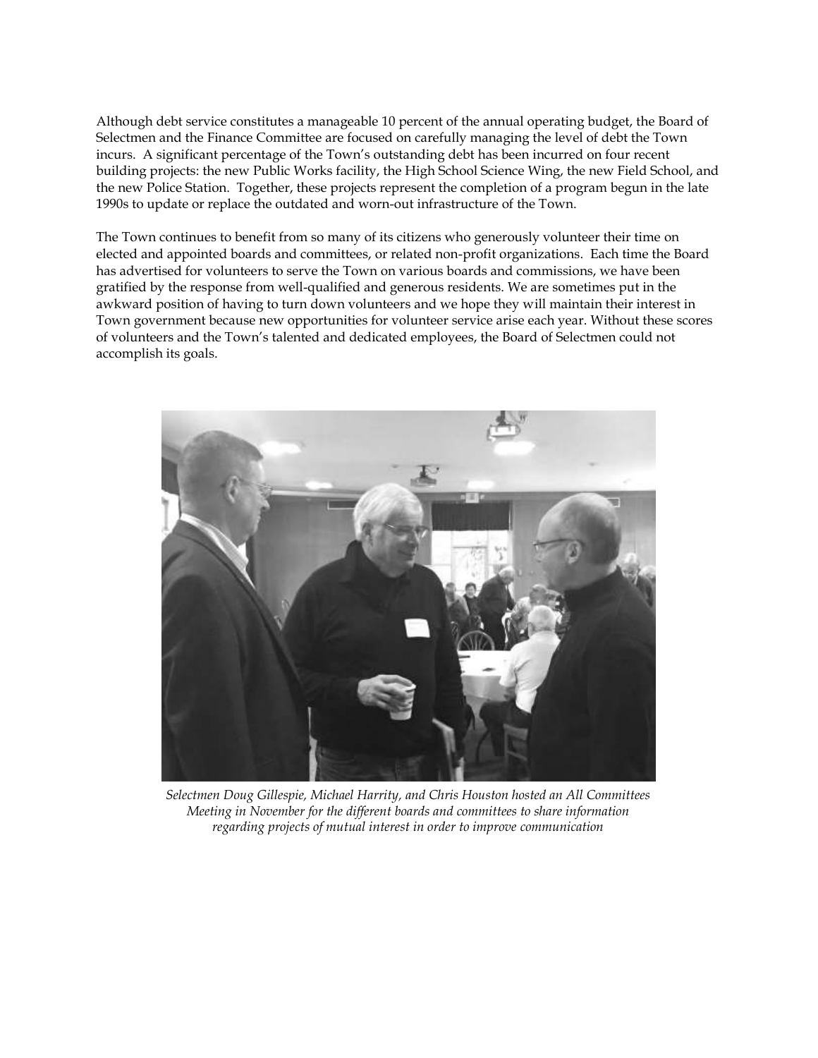Although debt service constitutes a manageable 10 percent of the annual operating budget, the Board of Selectmen and the Finance Committee are focused on carefully managing the level of debt the Town incurs. A significant percentage of the Town's outstanding debt has been incurred on four recent building projects: the new Public Works facility, the High School Science Wing, the new Field School, and the new Police Station. Together, these projects represent the completion of a program begun in the late 1990s to update or replace the outdated and worn-out infrastructure of the Town.

The Town continues to benefit from so many of its citizens who generously volunteer their time on elected and appointed boards and committees, or related non-profit organizations. Each time the Board has advertised for volunteers to serve the Town on various boards and commissions, we have been gratified by the response from well-qualified and generous residents. We are sometimes put in the awkward position of having to turn down volunteers and we hope they will maintain their interest in Town government because new opportunities for volunteer service arise each year. Without these scores of volunteers and the Town's talented and dedicated employees, the Board of Selectmen could not accomplish its goals.

*Selectmen Doug Gillespie, Michael Harrity, and Chris Houston hosted an All Committees Meeting in November for the different boards and committees to share information regarding projects of mutual interest in order to improve communication*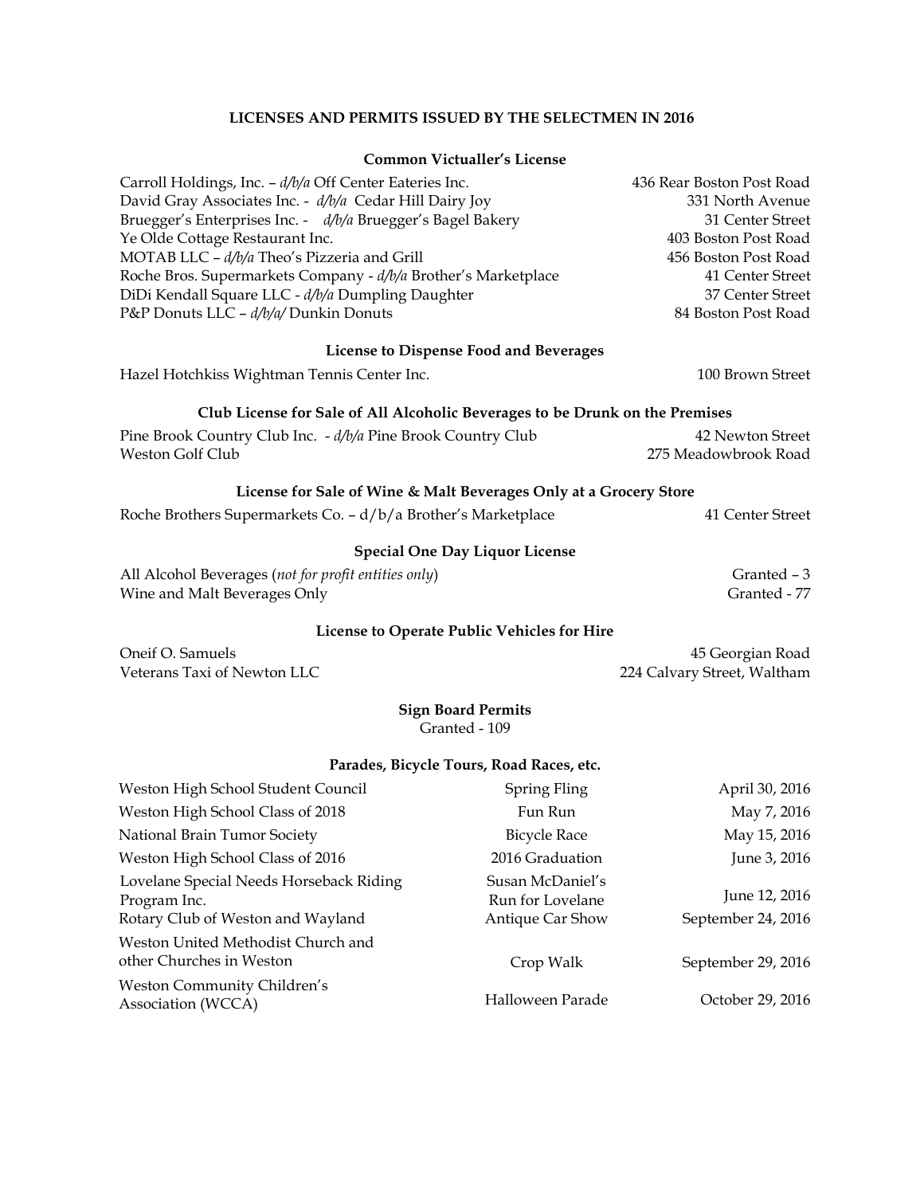# LICENSES AND PERMITS ISSUED BY THE SELECTMEN IN 2016

## Common Victualler's License

| | |
|---|---|
| Carroll Holdings, Inc. – *d/b/a* Off Center Eateries Inc. | 436 Rear Boston Post Road |
| David Gray Associates Inc. - *d/b/a* Cedar Hill Dairy Joy | 331 North Avenue |
| Bruegger's Enterprises Inc. - *d/b/a* Bruegger's Bagel Bakery | 31 Center Street |
| Ye Olde Cottage Restaurant Inc. | 403 Boston Post Road |
| MOTAB LLC – *d/b/a* Theo's Pizzeria and Grill | 456 Boston Post Road |
| Roche Bros. Supermarkets Company - *d/b/a* Brother's Marketplace | 41 Center Street |
| DiDi Kendall Square LLC - *d/b/a* Dumpling Daughter | 37 Center Street |
| P&P Donuts LLC – *d/b/a/* Dunkin Donuts | 84 Boston Post Road |

## License to Dispense Food and Beverages

| | |
|---|---|
| Hazel Hotchkiss Wightman Tennis Center Inc. | 100 Brown Street |

## Club License for Sale of All Alcoholic Beverages to be Drunk on the Premises

| | |
|---|---|
| Pine Brook Country Club Inc. - *d/b/a* Pine Brook Country Club | 42 Newton Street |
| Weston Golf Club | 275 Meadowbrook Road |

## License for Sale of Wine & Malt Beverages Only at a Grocery Store

| | |
|---|---|
| Roche Brothers Supermarkets Co. – d/b/a Brother's Marketplace | 41 Center Street |

## Special One Day Liquor License

| | |
|---|---|
| All Alcohol Beverages (*not for profit entities only*) | Granted – 3 |
| Wine and Malt Beverages Only | Granted - 77 |

## License to Operate Public Vehicles for Hire

| | |
|---|---|
| Oneif O. Samuels | 45 Georgian Road |
| Veterans Taxi of Newton LLC | 224 Calvary Street, Waltham |

## Sign Board Permits

Granted - 109

## Parades, Bicycle Tours, Road Races, etc.

| | | |
|---|---|---|
| Weston High School Student Council | Spring Fling | April 30, 2016 |
| Weston High School Class of 2018 | Fun Run | May 7, 2016 |
| National Brain Tumor Society | Bicycle Race | May 15, 2016 |
| Weston High School Class of 2016 | 2016 Graduation | June 3, 2016 |
| Lovelane Special Needs Horseback Riding Program Inc. | Susan McDaniel's Run for Lovelane | June 12, 2016 |
| Rotary Club of Weston and Wayland | Antique Car Show | September 24, 2016 |
| Weston United Methodist Church and other Churches in Weston | Crop Walk | September 29, 2016 |
| Weston Community Children's Association (WCCA) | Halloween Parade | October 29, 2016 |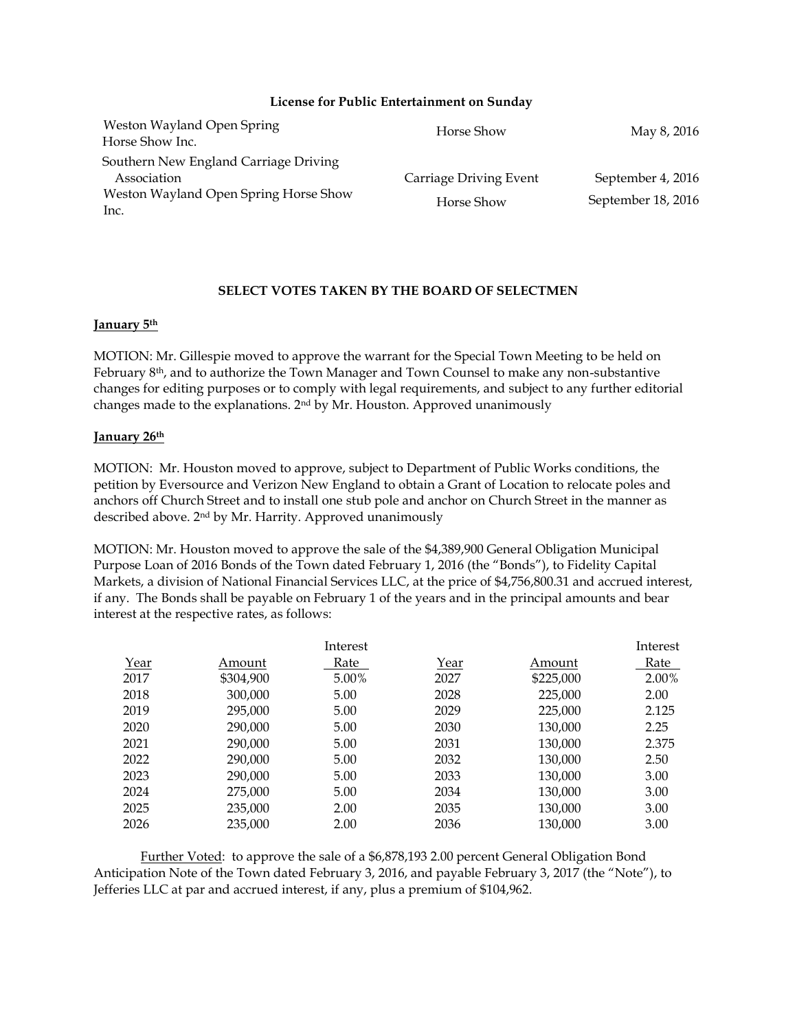**License for Public Entertainment on Sunday**

| | | |
|---|---|---|
| Weston Wayland Open Spring Horse Show Inc. | Horse Show | May 8, 2016 |
| Southern New England Carriage Driving Association | Carriage Driving Event | September 4, 2016 |
| Weston Wayland Open Spring Horse Show Inc. | Horse Show | September 18, 2016 |

## SELECT VOTES TAKEN BY THE BOARD OF SELECTMEN

**January 5th**

MOTION: Mr. Gillespie moved to approve the warrant for the Special Town Meeting to be held on February 8th, and to authorize the Town Manager and Town Counsel to make any non-substantive changes for editing purposes or to comply with legal requirements, and subject to any further editorial changes made to the explanations. 2nd by Mr. Houston. Approved unanimously

**January 26th**

MOTION: Mr. Houston moved to approve, subject to Department of Public Works conditions, the petition by Eversource and Verizon New England to obtain a Grant of Location to relocate poles and anchors off Church Street and to install one stub pole and anchor on Church Street in the manner as described above. 2nd by Mr. Harrity. Approved unanimously

MOTION: Mr. Houston moved to approve the sale of the $4,389,900 General Obligation Municipal Purpose Loan of 2016 Bonds of the Town dated February 1, 2016 (the "Bonds"), to Fidelity Capital Markets, a division of National Financial Services LLC, at the price of $4,756,800.31 and accrued interest, if any. The Bonds shall be payable on February 1 of the years and in the principal amounts and bear interest at the respective rates, as follows:

| Year | Amount | Interest Rate | Year | Amount | Interest Rate |
|---|---|---|---|---|---|
| 2017 | $304,900 | 5.00% | 2027 | $225,000 | 2.00% |
| 2018 | 300,000 | 5.00 | 2028 | 225,000 | 2.00 |
| 2019 | 295,000 | 5.00 | 2029 | 225,000 | 2.125 |
| 2020 | 290,000 | 5.00 | 2030 | 130,000 | 2.25 |
| 2021 | 290,000 | 5.00 | 2031 | 130,000 | 2.375 |
| 2022 | 290,000 | 5.00 | 2032 | 130,000 | 2.50 |
| 2023 | 290,000 | 5.00 | 2033 | 130,000 | 3.00 |
| 2024 | 275,000 | 5.00 | 2034 | 130,000 | 3.00 |
| 2025 | 235,000 | 2.00 | 2035 | 130,000 | 3.00 |
| 2026 | 235,000 | 2.00 | 2036 | 130,000 | 3.00 |

Further Voted: to approve the sale of a $6,878,193 2.00 percent General Obligation Bond Anticipation Note of the Town dated February 3, 2016, and payable February 3, 2017 (the "Note"), to Jefferies LLC at par and accrued interest, if any, plus a premium of $104,962.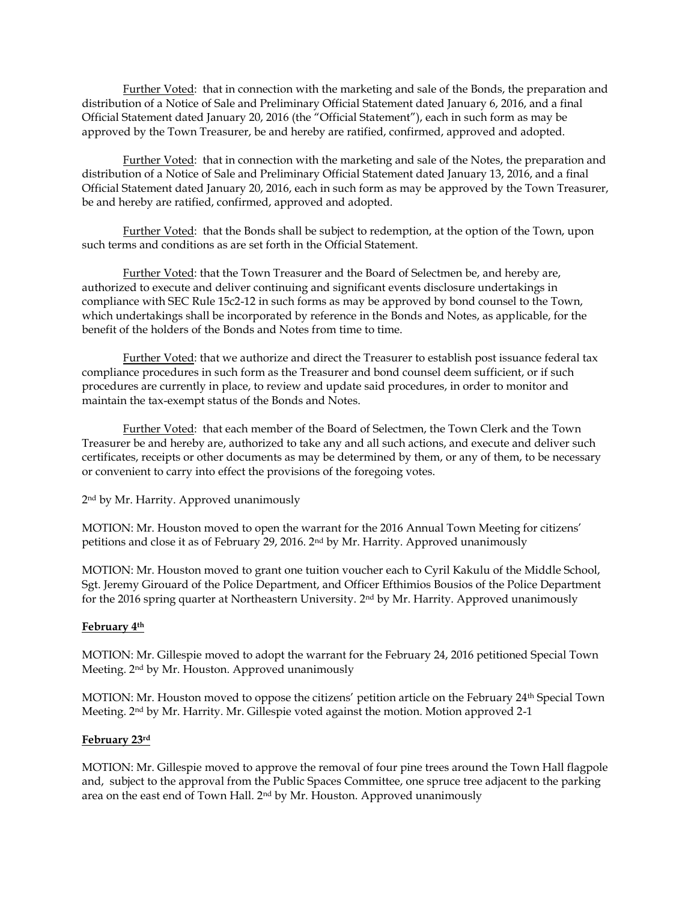Further Voted: that in connection with the marketing and sale of the Bonds, the preparation and distribution of a Notice of Sale and Preliminary Official Statement dated January 6, 2016, and a final Official Statement dated January 20, 2016 (the "Official Statement"), each in such form as may be approved by the Town Treasurer, be and hereby are ratified, confirmed, approved and adopted.

Further Voted: that in connection with the marketing and sale of the Notes, the preparation and distribution of a Notice of Sale and Preliminary Official Statement dated January 13, 2016, and a final Official Statement dated January 20, 2016, each in such form as may be approved by the Town Treasurer, be and hereby are ratified, confirmed, approved and adopted.

Further Voted: that the Bonds shall be subject to redemption, at the option of the Town, upon such terms and conditions as are set forth in the Official Statement.

Further Voted: that the Town Treasurer and the Board of Selectmen be, and hereby are, authorized to execute and deliver continuing and significant events disclosure undertakings in compliance with SEC Rule 15c2-12 in such forms as may be approved by bond counsel to the Town, which undertakings shall be incorporated by reference in the Bonds and Notes, as applicable, for the benefit of the holders of the Bonds and Notes from time to time.

Further Voted: that we authorize and direct the Treasurer to establish post issuance federal tax compliance procedures in such form as the Treasurer and bond counsel deem sufficient, or if such procedures are currently in place, to review and update said procedures, in order to monitor and maintain the tax-exempt status of the Bonds and Notes.

Further Voted: that each member of the Board of Selectmen, the Town Clerk and the Town Treasurer be and hereby are, authorized to take any and all such actions, and execute and deliver such certificates, receipts or other documents as may be determined by them, or any of them, to be necessary or convenient to carry into effect the provisions of the foregoing votes.

2nd by Mr. Harrity. Approved unanimously

MOTION: Mr. Houston moved to open the warrant for the 2016 Annual Town Meeting for citizens' petitions and close it as of February 29, 2016. 2nd by Mr. Harrity. Approved unanimously

MOTION: Mr. Houston moved to grant one tuition voucher each to Cyril Kakulu of the Middle School, Sgt. Jeremy Girouard of the Police Department, and Officer Efthimios Bousios of the Police Department for the 2016 spring quarter at Northeastern University. 2nd by Mr. Harrity. Approved unanimously

**February 4th**

MOTION: Mr. Gillespie moved to adopt the warrant for the February 24, 2016 petitioned Special Town Meeting. 2nd by Mr. Houston. Approved unanimously

MOTION: Mr. Houston moved to oppose the citizens' petition article on the February 24th Special Town Meeting. 2nd by Mr. Harrity. Mr. Gillespie voted against the motion. Motion approved 2-1

**February 23rd**

MOTION: Mr. Gillespie moved to approve the removal of four pine trees around the Town Hall flagpole and, subject to the approval from the Public Spaces Committee, one spruce tree adjacent to the parking area on the east end of Town Hall. 2nd by Mr. Houston. Approved unanimously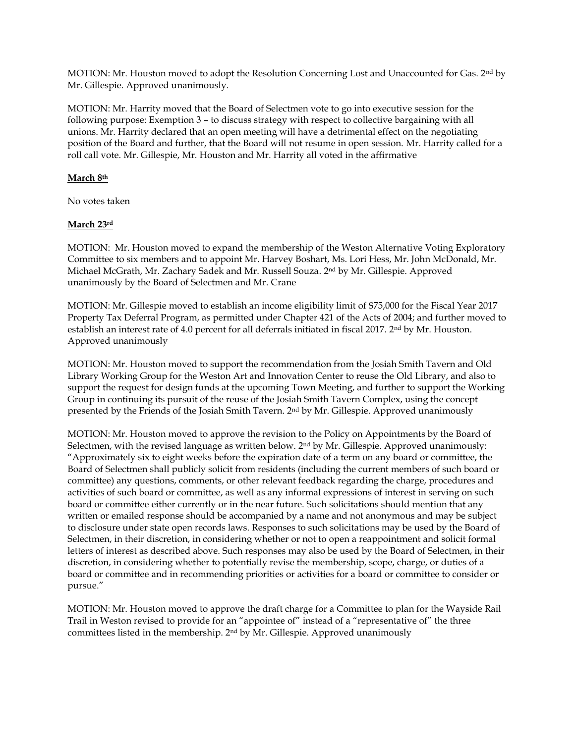MOTION: Mr. Houston moved to adopt the Resolution Concerning Lost and Unaccounted for Gas. 2nd by Mr. Gillespie. Approved unanimously.

MOTION: Mr. Harrity moved that the Board of Selectmen vote to go into executive session for the following purpose: Exemption 3 – to discuss strategy with respect to collective bargaining with all unions. Mr. Harrity declared that an open meeting will have a detrimental effect on the negotiating position of the Board and further, that the Board will not resume in open session. Mr. Harrity called for a roll call vote. Mr. Gillespie, Mr. Houston and Mr. Harrity all voted in the affirmative

**March 8th**

No votes taken

**March 23rd**

MOTION: Mr. Houston moved to expand the membership of the Weston Alternative Voting Exploratory Committee to six members and to appoint Mr. Harvey Boshart, Ms. Lori Hess, Mr. John McDonald, Mr. Michael McGrath, Mr. Zachary Sadek and Mr. Russell Souza. 2nd by Mr. Gillespie. Approved unanimously by the Board of Selectmen and Mr. Crane

MOTION: Mr. Gillespie moved to establish an income eligibility limit of $75,000 for the Fiscal Year 2017 Property Tax Deferral Program, as permitted under Chapter 421 of the Acts of 2004; and further moved to establish an interest rate of 4.0 percent for all deferrals initiated in fiscal 2017. 2nd by Mr. Houston. Approved unanimously

MOTION: Mr. Houston moved to support the recommendation from the Josiah Smith Tavern and Old Library Working Group for the Weston Art and Innovation Center to reuse the Old Library, and also to support the request for design funds at the upcoming Town Meeting, and further to support the Working Group in continuing its pursuit of the reuse of the Josiah Smith Tavern Complex, using the concept presented by the Friends of the Josiah Smith Tavern. 2nd by Mr. Gillespie. Approved unanimously

MOTION: Mr. Houston moved to approve the revision to the Policy on Appointments by the Board of Selectmen, with the revised language as written below. 2nd by Mr. Gillespie. Approved unanimously: "Approximately six to eight weeks before the expiration date of a term on any board or committee, the Board of Selectmen shall publicly solicit from residents (including the current members of such board or committee) any questions, comments, or other relevant feedback regarding the charge, procedures and activities of such board or committee, as well as any informal expressions of interest in serving on such board or committee either currently or in the near future. Such solicitations should mention that any written or emailed response should be accompanied by a name and not anonymous and may be subject to disclosure under state open records laws. Responses to such solicitations may be used by the Board of Selectmen, in their discretion, in considering whether or not to open a reappointment and solicit formal letters of interest as described above. Such responses may also be used by the Board of Selectmen, in their discretion, in considering whether to potentially revise the membership, scope, charge, or duties of a board or committee and in recommending priorities or activities for a board or committee to consider or pursue."

MOTION: Mr. Houston moved to approve the draft charge for a Committee to plan for the Wayside Rail Trail in Weston revised to provide for an "appointee of" instead of a "representative of" the three committees listed in the membership. 2nd by Mr. Gillespie. Approved unanimously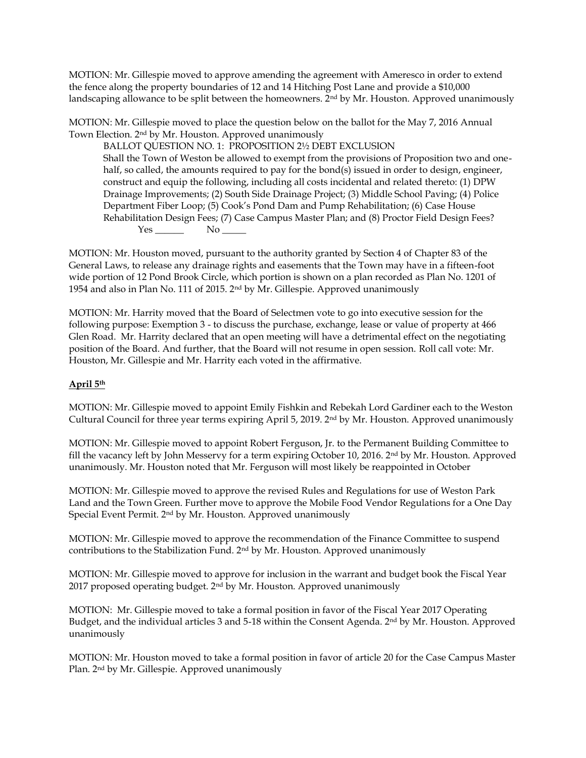MOTION: Mr. Gillespie moved to approve amending the agreement with Ameresco in order to extend the fence along the property boundaries of 12 and 14 Hitching Post Lane and provide a $10,000 landscaping allowance to be split between the homeowners. 2nd by Mr. Houston. Approved unanimously

MOTION: Mr. Gillespie moved to place the question below on the ballot for the May 7, 2016 Annual Town Election. 2nd by Mr. Houston. Approved unanimously

> BALLOT QUESTION NO. 1: PROPOSITION 2½ DEBT EXCLUSION
>
> Shall the Town of Weston be allowed to exempt from the provisions of Proposition two and one-half, so called, the amounts required to pay for the bond(s) issued in order to design, engineer, construct and equip the following, including all costs incidental and related thereto: (1) DPW Drainage Improvements; (2) South Side Drainage Project; (3) Middle School Paving; (4) Police Department Fiber Loop; (5) Cook's Pond Dam and Pump Rehabilitation; (6) Case House Rehabilitation Design Fees; (7) Case Campus Master Plan; and (8) Proctor Field Design Fees?
>
> Yes ______ No _____

MOTION: Mr. Houston moved, pursuant to the authority granted by Section 4 of Chapter 83 of the General Laws, to release any drainage rights and easements that the Town may have in a fifteen-foot wide portion of 12 Pond Brook Circle, which portion is shown on a plan recorded as Plan No. 1201 of 1954 and also in Plan No. 111 of 2015. 2nd by Mr. Gillespie. Approved unanimously

MOTION: Mr. Harrity moved that the Board of Selectmen vote to go into executive session for the following purpose: Exemption 3 - to discuss the purchase, exchange, lease or value of property at 466 Glen Road. Mr. Harrity declared that an open meeting will have a detrimental effect on the negotiating position of the Board. And further, that the Board will not resume in open session. Roll call vote: Mr. Houston, Mr. Gillespie and Mr. Harrity each voted in the affirmative.

**April 5th**

MOTION: Mr. Gillespie moved to appoint Emily Fishkin and Rebekah Lord Gardiner each to the Weston Cultural Council for three year terms expiring April 5, 2019. 2nd by Mr. Houston. Approved unanimously

MOTION: Mr. Gillespie moved to appoint Robert Ferguson, Jr. to the Permanent Building Committee to fill the vacancy left by John Messervy for a term expiring October 10, 2016. 2nd by Mr. Houston. Approved unanimously. Mr. Houston noted that Mr. Ferguson will most likely be reappointed in October

MOTION: Mr. Gillespie moved to approve the revised Rules and Regulations for use of Weston Park Land and the Town Green. Further move to approve the Mobile Food Vendor Regulations for a One Day Special Event Permit. 2nd by Mr. Houston. Approved unanimously

MOTION: Mr. Gillespie moved to approve the recommendation of the Finance Committee to suspend contributions to the Stabilization Fund. 2nd by Mr. Houston. Approved unanimously

MOTION: Mr. Gillespie moved to approve for inclusion in the warrant and budget book the Fiscal Year 2017 proposed operating budget. 2nd by Mr. Houston. Approved unanimously

MOTION: Mr. Gillespie moved to take a formal position in favor of the Fiscal Year 2017 Operating Budget, and the individual articles 3 and 5-18 within the Consent Agenda. 2nd by Mr. Houston. Approved unanimously

MOTION: Mr. Houston moved to take a formal position in favor of article 20 for the Case Campus Master Plan. 2nd by Mr. Gillespie. Approved unanimously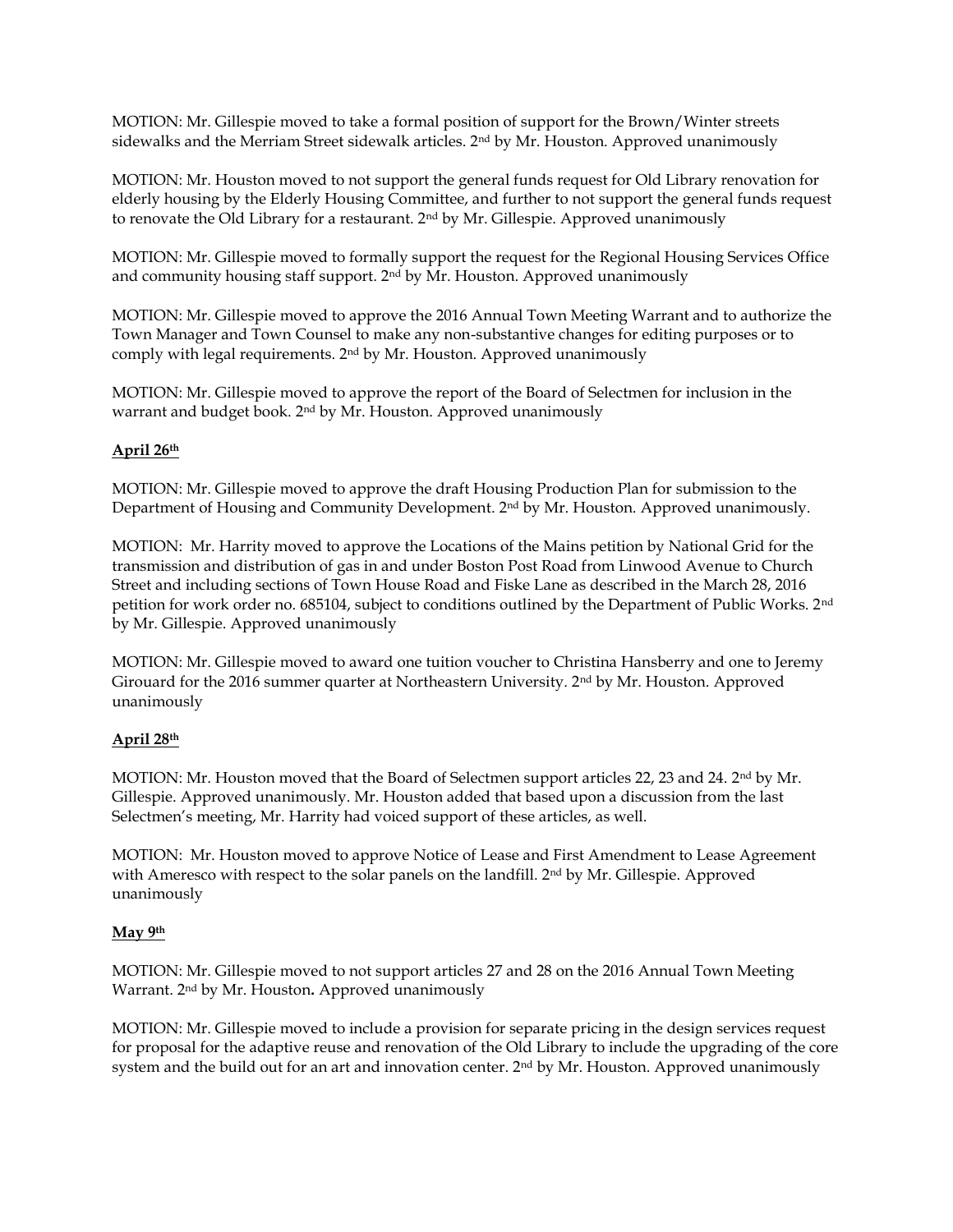MOTION: Mr. Gillespie moved to take a formal position of support for the Brown/Winter streets sidewalks and the Merriam Street sidewalk articles. 2nd by Mr. Houston. Approved unanimously

MOTION: Mr. Houston moved to not support the general funds request for Old Library renovation for elderly housing by the Elderly Housing Committee, and further to not support the general funds request to renovate the Old Library for a restaurant. 2nd by Mr. Gillespie. Approved unanimously

MOTION: Mr. Gillespie moved to formally support the request for the Regional Housing Services Office and community housing staff support. 2nd by Mr. Houston. Approved unanimously

MOTION: Mr. Gillespie moved to approve the 2016 Annual Town Meeting Warrant and to authorize the Town Manager and Town Counsel to make any non-substantive changes for editing purposes or to comply with legal requirements. 2nd by Mr. Houston. Approved unanimously

MOTION: Mr. Gillespie moved to approve the report of the Board of Selectmen for inclusion in the warrant and budget book. 2nd by Mr. Houston. Approved unanimously

**April 26th**

MOTION: Mr. Gillespie moved to approve the draft Housing Production Plan for submission to the Department of Housing and Community Development. 2nd by Mr. Houston. Approved unanimously.

MOTION: Mr. Harrity moved to approve the Locations of the Mains petition by National Grid for the transmission and distribution of gas in and under Boston Post Road from Linwood Avenue to Church Street and including sections of Town House Road and Fiske Lane as described in the March 28, 2016 petition for work order no. 685104, subject to conditions outlined by the Department of Public Works. 2nd by Mr. Gillespie. Approved unanimously

MOTION: Mr. Gillespie moved to award one tuition voucher to Christina Hansberry and one to Jeremy Girouard for the 2016 summer quarter at Northeastern University. 2nd by Mr. Houston. Approved unanimously

**April 28th**

MOTION: Mr. Houston moved that the Board of Selectmen support articles 22, 23 and 24. 2nd by Mr. Gillespie. Approved unanimously. Mr. Houston added that based upon a discussion from the last Selectmen's meeting, Mr. Harrity had voiced support of these articles, as well.

MOTION: Mr. Houston moved to approve Notice of Lease and First Amendment to Lease Agreement with Ameresco with respect to the solar panels on the landfill. 2nd by Mr. Gillespie. Approved unanimously

**May 9th**

MOTION: Mr. Gillespie moved to not support articles 27 and 28 on the 2016 Annual Town Meeting Warrant. 2nd by Mr. Houston**.** Approved unanimously

MOTION: Mr. Gillespie moved to include a provision for separate pricing in the design services request for proposal for the adaptive reuse and renovation of the Old Library to include the upgrading of the core system and the build out for an art and innovation center. 2nd by Mr. Houston. Approved unanimously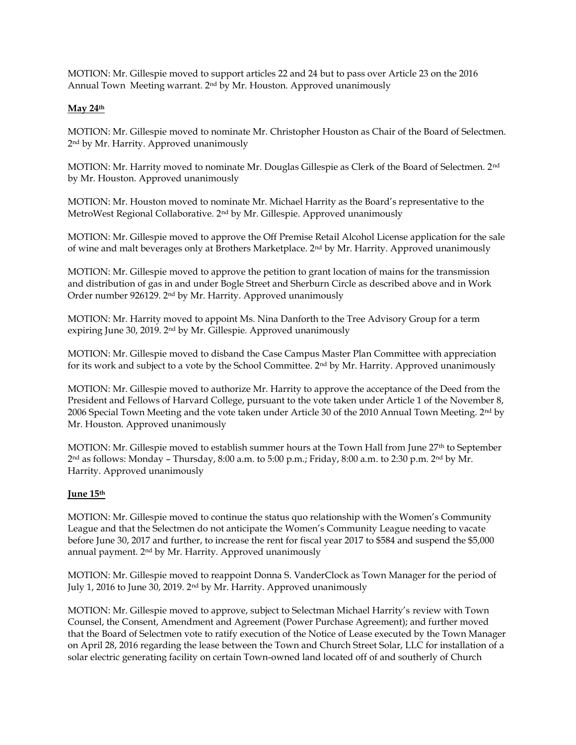MOTION: Mr. Gillespie moved to support articles 22 and 24 but to pass over Article 23 on the 2016 Annual Town Meeting warrant. 2nd by Mr. Houston. Approved unanimously

**May 24th**

MOTION: Mr. Gillespie moved to nominate Mr. Christopher Houston as Chair of the Board of Selectmen. 2nd by Mr. Harrity. Approved unanimously

MOTION: Mr. Harrity moved to nominate Mr. Douglas Gillespie as Clerk of the Board of Selectmen. 2nd by Mr. Houston. Approved unanimously

MOTION: Mr. Houston moved to nominate Mr. Michael Harrity as the Board's representative to the MetroWest Regional Collaborative. 2nd by Mr. Gillespie. Approved unanimously

MOTION: Mr. Gillespie moved to approve the Off Premise Retail Alcohol License application for the sale of wine and malt beverages only at Brothers Marketplace. 2nd by Mr. Harrity. Approved unanimously

MOTION: Mr. Gillespie moved to approve the petition to grant location of mains for the transmission and distribution of gas in and under Bogle Street and Sherburn Circle as described above and in Work Order number 926129. 2nd by Mr. Harrity. Approved unanimously

MOTION: Mr. Harrity moved to appoint Ms. Nina Danforth to the Tree Advisory Group for a term expiring June 30, 2019. 2nd by Mr. Gillespie. Approved unanimously

MOTION: Mr. Gillespie moved to disband the Case Campus Master Plan Committee with appreciation for its work and subject to a vote by the School Committee. 2nd by Mr. Harrity. Approved unanimously

MOTION: Mr. Gillespie moved to authorize Mr. Harrity to approve the acceptance of the Deed from the President and Fellows of Harvard College, pursuant to the vote taken under Article 1 of the November 8, 2006 Special Town Meeting and the vote taken under Article 30 of the 2010 Annual Town Meeting. 2nd by Mr. Houston. Approved unanimously

MOTION: Mr. Gillespie moved to establish summer hours at the Town Hall from June 27th to September 2nd as follows: Monday – Thursday, 8:00 a.m. to 5:00 p.m.; Friday, 8:00 a.m. to 2:30 p.m. 2nd by Mr. Harrity. Approved unanimously

**June 15th**

MOTION: Mr. Gillespie moved to continue the status quo relationship with the Women's Community League and that the Selectmen do not anticipate the Women's Community League needing to vacate before June 30, 2017 and further, to increase the rent for fiscal year 2017 to $584 and suspend the $5,000 annual payment. 2nd by Mr. Harrity. Approved unanimously

MOTION: Mr. Gillespie moved to reappoint Donna S. VanderClock as Town Manager for the period of July 1, 2016 to June 30, 2019. 2nd by Mr. Harrity. Approved unanimously

MOTION: Mr. Gillespie moved to approve, subject to Selectman Michael Harrity's review with Town Counsel, the Consent, Amendment and Agreement (Power Purchase Agreement); and further moved that the Board of Selectmen vote to ratify execution of the Notice of Lease executed by the Town Manager on April 28, 2016 regarding the lease between the Town and Church Street Solar, LLC for installation of a solar electric generating facility on certain Town-owned land located off of and southerly of Church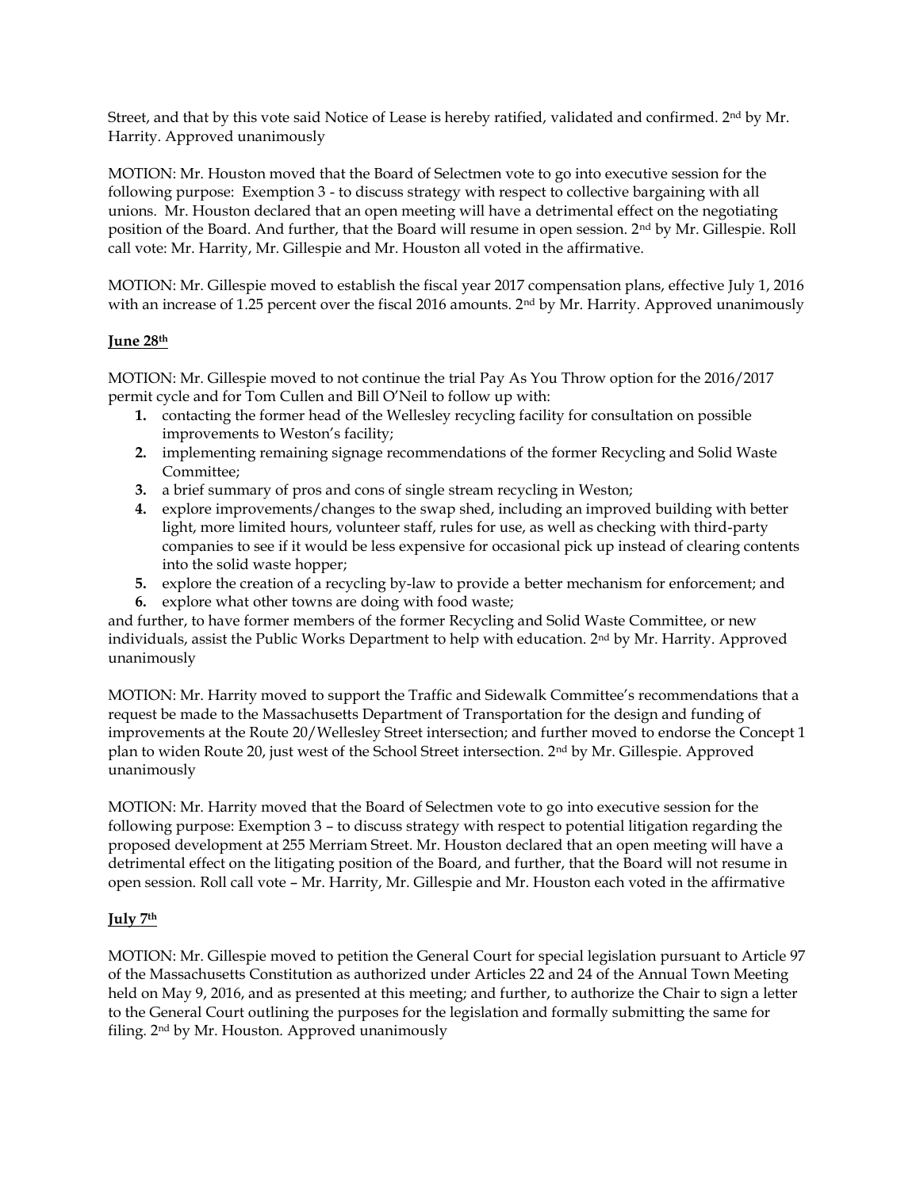Street, and that by this vote said Notice of Lease is hereby ratified, validated and confirmed. 2nd by Mr. Harrity. Approved unanimously

MOTION: Mr. Houston moved that the Board of Selectmen vote to go into executive session for the following purpose: Exemption 3 - to discuss strategy with respect to collective bargaining with all unions. Mr. Houston declared that an open meeting will have a detrimental effect on the negotiating position of the Board. And further, that the Board will resume in open session. 2nd by Mr. Gillespie. Roll call vote: Mr. Harrity, Mr. Gillespie and Mr. Houston all voted in the affirmative.

MOTION: Mr. Gillespie moved to establish the fiscal year 2017 compensation plans, effective July 1, 2016 with an increase of 1.25 percent over the fiscal 2016 amounts. 2nd by Mr. Harrity. Approved unanimously

**June 28th**

MOTION: Mr. Gillespie moved to not continue the trial Pay As You Throw option for the 2016/2017 permit cycle and for Tom Cullen and Bill O'Neil to follow up with:

1. contacting the former head of the Wellesley recycling facility for consultation on possible improvements to Weston's facility;
2. implementing remaining signage recommendations of the former Recycling and Solid Waste Committee;
3. a brief summary of pros and cons of single stream recycling in Weston;
4. explore improvements/changes to the swap shed, including an improved building with better light, more limited hours, volunteer staff, rules for use, as well as checking with third-party companies to see if it would be less expensive for occasional pick up instead of clearing contents into the solid waste hopper;
5. explore the creation of a recycling by-law to provide a better mechanism for enforcement; and
6. explore what other towns are doing with food waste;

and further, to have former members of the former Recycling and Solid Waste Committee, or new individuals, assist the Public Works Department to help with education. 2nd by Mr. Harrity. Approved unanimously

MOTION: Mr. Harrity moved to support the Traffic and Sidewalk Committee's recommendations that a request be made to the Massachusetts Department of Transportation for the design and funding of improvements at the Route 20/Wellesley Street intersection; and further moved to endorse the Concept 1 plan to widen Route 20, just west of the School Street intersection. 2nd by Mr. Gillespie. Approved unanimously

MOTION: Mr. Harrity moved that the Board of Selectmen vote to go into executive session for the following purpose: Exemption 3 – to discuss strategy with respect to potential litigation regarding the proposed development at 255 Merriam Street. Mr. Houston declared that an open meeting will have a detrimental effect on the litigating position of the Board, and further, that the Board will not resume in open session. Roll call vote – Mr. Harrity, Mr. Gillespie and Mr. Houston each voted in the affirmative

**July 7th**

MOTION: Mr. Gillespie moved to petition the General Court for special legislation pursuant to Article 97 of the Massachusetts Constitution as authorized under Articles 22 and 24 of the Annual Town Meeting held on May 9, 2016, and as presented at this meeting; and further, to authorize the Chair to sign a letter to the General Court outlining the purposes for the legislation and formally submitting the same for filing. 2nd by Mr. Houston. Approved unanimously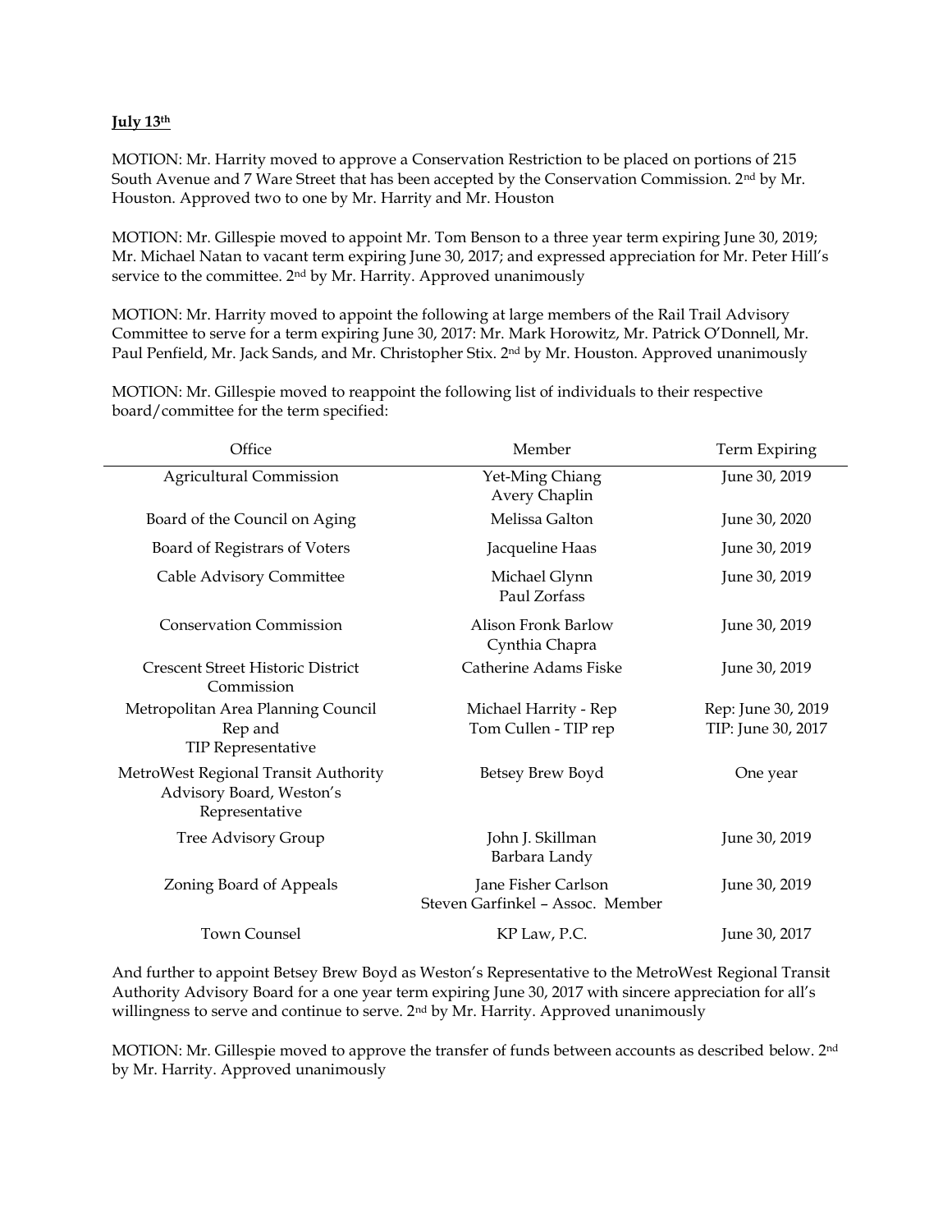**July 13th**

MOTION: Mr. Harrity moved to approve a Conservation Restriction to be placed on portions of 215 South Avenue and 7 Ware Street that has been accepted by the Conservation Commission. 2nd by Mr. Houston. Approved two to one by Mr. Harrity and Mr. Houston

MOTION: Mr. Gillespie moved to appoint Mr. Tom Benson to a three year term expiring June 30, 2019; Mr. Michael Natan to vacant term expiring June 30, 2017; and expressed appreciation for Mr. Peter Hill's service to the committee. 2nd by Mr. Harrity. Approved unanimously

MOTION: Mr. Harrity moved to appoint the following at large members of the Rail Trail Advisory Committee to serve for a term expiring June 30, 2017: Mr. Mark Horowitz, Mr. Patrick O'Donnell, Mr. Paul Penfield, Mr. Jack Sands, and Mr. Christopher Stix. 2nd by Mr. Houston. Approved unanimously

MOTION: Mr. Gillespie moved to reappoint the following list of individuals to their respective board/committee for the term specified:

| Office | Member | Term Expiring |
|---|---|---|
| Agricultural Commission | Yet-Ming Chiang<br>Avery Chaplin | June 30, 2019 |
| Board of the Council on Aging | Melissa Galton | June 30, 2020 |
| Board of Registrars of Voters | Jacqueline Haas | June 30, 2019 |
| Cable Advisory Committee | Michael Glynn<br>Paul Zorfass | June 30, 2019 |
| Conservation Commission | Alison Fronk Barlow<br>Cynthia Chapra | June 30, 2019 |
| Crescent Street Historic District Commission | Catherine Adams Fiske | June 30, 2019 |
| Metropolitan Area Planning Council Rep and TIP Representative | Michael Harrity - Rep<br>Tom Cullen - TIP rep | Rep: June 30, 2019<br>TIP: June 30, 2017 |
| MetroWest Regional Transit Authority Advisory Board, Weston's Representative | Betsey Brew Boyd | One year |
| Tree Advisory Group | John J. Skillman<br>Barbara Landy | June 30, 2019 |
| Zoning Board of Appeals | Jane Fisher Carlson<br>Steven Garfinkel – Assoc. Member | June 30, 2019 |
| Town Counsel | KP Law, P.C. | June 30, 2017 |

And further to appoint Betsey Brew Boyd as Weston's Representative to the MetroWest Regional Transit Authority Advisory Board for a one year term expiring June 30, 2017 with sincere appreciation for all's willingness to serve and continue to serve. 2nd by Mr. Harrity. Approved unanimously

MOTION: Mr. Gillespie moved to approve the transfer of funds between accounts as described below. 2nd by Mr. Harrity. Approved unanimously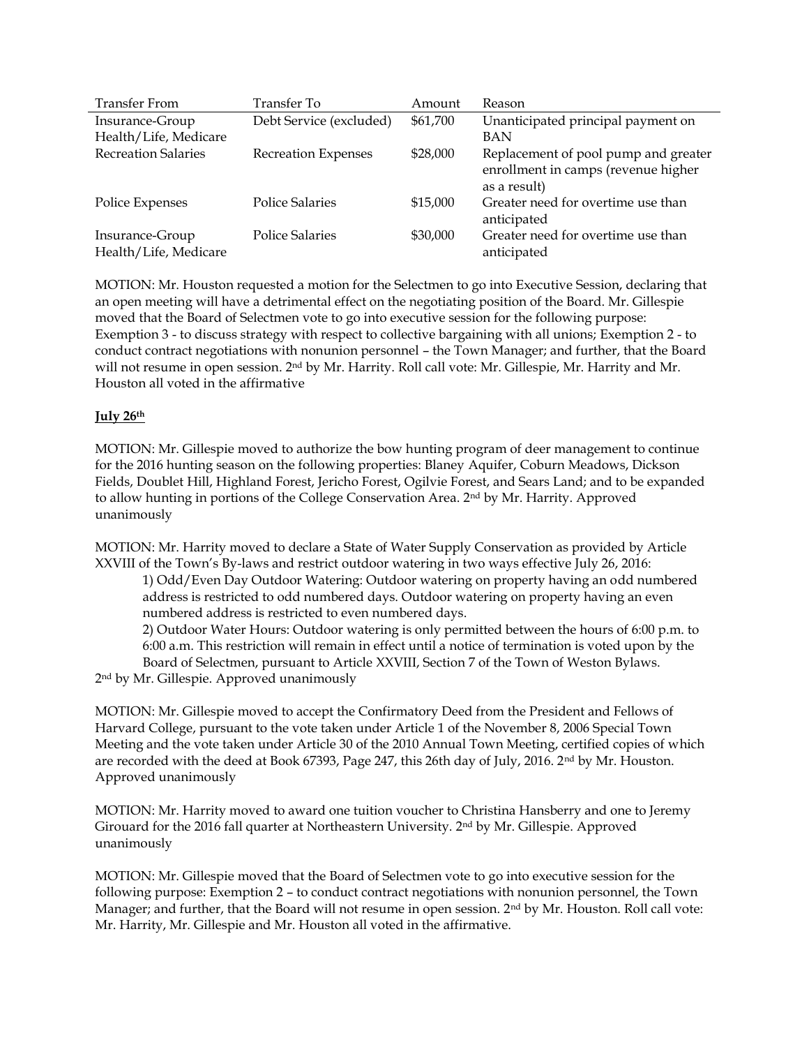| Transfer From | Transfer To | Amount | Reason |
|---|---|---|---|
| Insurance-Group Health/Life, Medicare | Debt Service (excluded) | $61,700 | Unanticipated principal payment on BAN |
| Recreation Salaries | Recreation Expenses | $28,000 | Replacement of pool pump and greater enrollment in camps (revenue higher as a result) |
| Police Expenses | Police Salaries | $15,000 | Greater need for overtime use than anticipated |
| Insurance-Group Health/Life, Medicare | Police Salaries | $30,000 | Greater need for overtime use than anticipated |

MOTION: Mr. Houston requested a motion for the Selectmen to go into Executive Session, declaring that an open meeting will have a detrimental effect on the negotiating position of the Board. Mr. Gillespie moved that the Board of Selectmen vote to go into executive session for the following purpose: Exemption 3 - to discuss strategy with respect to collective bargaining with all unions; Exemption 2 - to conduct contract negotiations with nonunion personnel – the Town Manager; and further, that the Board will not resume in open session. 2nd by Mr. Harrity. Roll call vote: Mr. Gillespie, Mr. Harrity and Mr. Houston all voted in the affirmative

**July 26th**

MOTION: Mr. Gillespie moved to authorize the bow hunting program of deer management to continue for the 2016 hunting season on the following properties: Blaney Aquifer, Coburn Meadows, Dickson Fields, Doublet Hill, Highland Forest, Jericho Forest, Ogilvie Forest, and Sears Land; and to be expanded to allow hunting in portions of the College Conservation Area. 2nd by Mr. Harrity. Approved unanimously

MOTION: Mr. Harrity moved to declare a State of Water Supply Conservation as provided by Article XXVIII of the Town's By-laws and restrict outdoor watering in two ways effective July 26, 2016:

1) Odd/Even Day Outdoor Watering: Outdoor watering on property having an odd numbered address is restricted to odd numbered days. Outdoor watering on property having an even numbered address is restricted to even numbered days.

2) Outdoor Water Hours: Outdoor watering is only permitted between the hours of 6:00 p.m. to 6:00 a.m. This restriction will remain in effect until a notice of termination is voted upon by the Board of Selectmen, pursuant to Article XXVIII, Section 7 of the Town of Weston Bylaws.

2nd by Mr. Gillespie. Approved unanimously

MOTION: Mr. Gillespie moved to accept the Confirmatory Deed from the President and Fellows of Harvard College, pursuant to the vote taken under Article 1 of the November 8, 2006 Special Town Meeting and the vote taken under Article 30 of the 2010 Annual Town Meeting, certified copies of which are recorded with the deed at Book 67393, Page 247, this 26th day of July, 2016. 2nd by Mr. Houston. Approved unanimously

MOTION: Mr. Harrity moved to award one tuition voucher to Christina Hansberry and one to Jeremy Girouard for the 2016 fall quarter at Northeastern University. 2nd by Mr. Gillespie. Approved unanimously

MOTION: Mr. Gillespie moved that the Board of Selectmen vote to go into executive session for the following purpose: Exemption 2 – to conduct contract negotiations with nonunion personnel, the Town Manager; and further, that the Board will not resume in open session. 2nd by Mr. Houston. Roll call vote: Mr. Harrity, Mr. Gillespie and Mr. Houston all voted in the affirmative.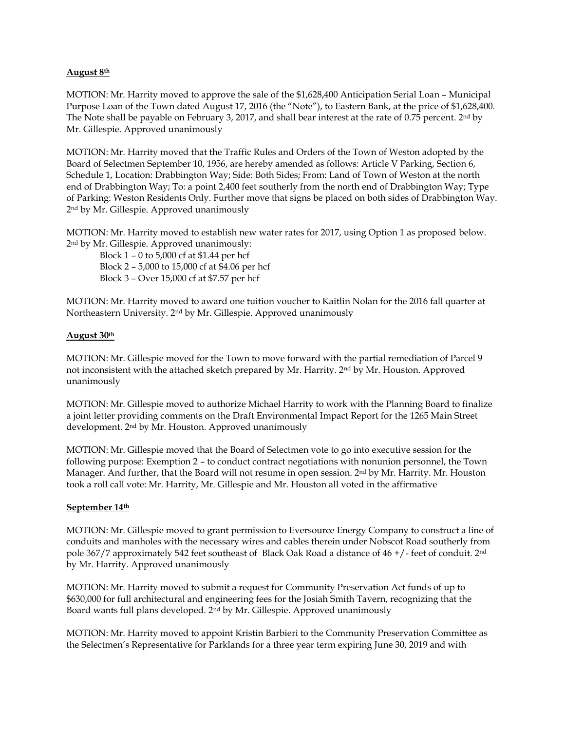**August 8th**

MOTION: Mr. Harrity moved to approve the sale of the $1,628,400 Anticipation Serial Loan – Municipal Purpose Loan of the Town dated August 17, 2016 (the "Note"), to Eastern Bank, at the price of $1,628,400. The Note shall be payable on February 3, 2017, and shall bear interest at the rate of 0.75 percent. 2nd by Mr. Gillespie. Approved unanimously

MOTION: Mr. Harrity moved that the Traffic Rules and Orders of the Town of Weston adopted by the Board of Selectmen September 10, 1956, are hereby amended as follows: Article V Parking, Section 6, Schedule 1, Location: Drabbington Way; Side: Both Sides; From: Land of Town of Weston at the north end of Drabbington Way; To: a point 2,400 feet southerly from the north end of Drabbington Way; Type of Parking: Weston Residents Only. Further move that signs be placed on both sides of Drabbington Way. 2nd by Mr. Gillespie. Approved unanimously

MOTION: Mr. Harrity moved to establish new water rates for 2017, using Option 1 as proposed below. 2nd by Mr. Gillespie. Approved unanimously:

Block 1 – 0 to 5,000 cf at $1.44 per hcf
Block 2 – 5,000 to 15,000 cf at $4.06 per hcf
Block 3 – Over 15,000 cf at $7.57 per hcf

MOTION: Mr. Harrity moved to award one tuition voucher to Kaitlin Nolan for the 2016 fall quarter at Northeastern University. 2nd by Mr. Gillespie. Approved unanimously

**August 30th**

MOTION: Mr. Gillespie moved for the Town to move forward with the partial remediation of Parcel 9 not inconsistent with the attached sketch prepared by Mr. Harrity. 2nd by Mr. Houston. Approved unanimously

MOTION: Mr. Gillespie moved to authorize Michael Harrity to work with the Planning Board to finalize a joint letter providing comments on the Draft Environmental Impact Report for the 1265 Main Street development. 2nd by Mr. Houston. Approved unanimously

MOTION: Mr. Gillespie moved that the Board of Selectmen vote to go into executive session for the following purpose: Exemption 2 – to conduct contract negotiations with nonunion personnel, the Town Manager. And further, that the Board will not resume in open session. 2nd by Mr. Harrity. Mr. Houston took a roll call vote: Mr. Harrity, Mr. Gillespie and Mr. Houston all voted in the affirmative

**September 14th**

MOTION: Mr. Gillespie moved to grant permission to Eversource Energy Company to construct a line of conduits and manholes with the necessary wires and cables therein under Nobscot Road southerly from pole 367/7 approximately 542 feet southeast of Black Oak Road a distance of 46 +/- feet of conduit. 2nd by Mr. Harrity. Approved unanimously

MOTION: Mr. Harrity moved to submit a request for Community Preservation Act funds of up to $630,000 for full architectural and engineering fees for the Josiah Smith Tavern, recognizing that the Board wants full plans developed. 2nd by Mr. Gillespie. Approved unanimously

MOTION: Mr. Harrity moved to appoint Kristin Barbieri to the Community Preservation Committee as the Selectmen's Representative for Parklands for a three year term expiring June 30, 2019 and with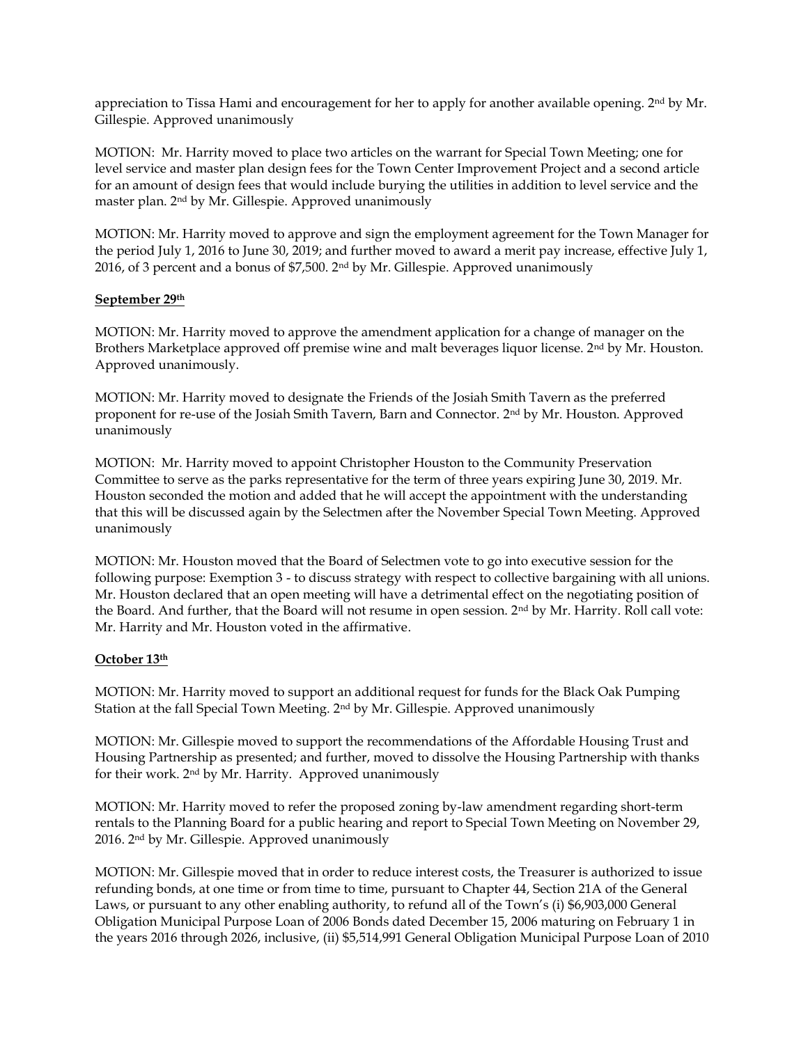appreciation to Tissa Hami and encouragement for her to apply for another available opening. 2nd by Mr. Gillespie. Approved unanimously

MOTION: Mr. Harrity moved to place two articles on the warrant for Special Town Meeting; one for level service and master plan design fees for the Town Center Improvement Project and a second article for an amount of design fees that would include burying the utilities in addition to level service and the master plan. 2nd by Mr. Gillespie. Approved unanimously

MOTION: Mr. Harrity moved to approve and sign the employment agreement for the Town Manager for the period July 1, 2016 to June 30, 2019; and further moved to award a merit pay increase, effective July 1, 2016, of 3 percent and a bonus of $7,500. 2nd by Mr. Gillespie. Approved unanimously

**September 29th**

MOTION: Mr. Harrity moved to approve the amendment application for a change of manager on the Brothers Marketplace approved off premise wine and malt beverages liquor license. 2nd by Mr. Houston. Approved unanimously.

MOTION: Mr. Harrity moved to designate the Friends of the Josiah Smith Tavern as the preferred proponent for re-use of the Josiah Smith Tavern, Barn and Connector. 2nd by Mr. Houston. Approved unanimously

MOTION: Mr. Harrity moved to appoint Christopher Houston to the Community Preservation Committee to serve as the parks representative for the term of three years expiring June 30, 2019. Mr. Houston seconded the motion and added that he will accept the appointment with the understanding that this will be discussed again by the Selectmen after the November Special Town Meeting. Approved unanimously

MOTION: Mr. Houston moved that the Board of Selectmen vote to go into executive session for the following purpose: Exemption 3 - to discuss strategy with respect to collective bargaining with all unions. Mr. Houston declared that an open meeting will have a detrimental effect on the negotiating position of the Board. And further, that the Board will not resume in open session. 2nd by Mr. Harrity. Roll call vote: Mr. Harrity and Mr. Houston voted in the affirmative.

**October 13th**

MOTION: Mr. Harrity moved to support an additional request for funds for the Black Oak Pumping Station at the fall Special Town Meeting. 2nd by Mr. Gillespie. Approved unanimously

MOTION: Mr. Gillespie moved to support the recommendations of the Affordable Housing Trust and Housing Partnership as presented; and further, moved to dissolve the Housing Partnership with thanks for their work. 2nd by Mr. Harrity. Approved unanimously

MOTION: Mr. Harrity moved to refer the proposed zoning by-law amendment regarding short-term rentals to the Planning Board for a public hearing and report to Special Town Meeting on November 29, 2016. 2nd by Mr. Gillespie. Approved unanimously

MOTION: Mr. Gillespie moved that in order to reduce interest costs, the Treasurer is authorized to issue refunding bonds, at one time or from time to time, pursuant to Chapter 44, Section 21A of the General Laws, or pursuant to any other enabling authority, to refund all of the Town's (i) $6,903,000 General Obligation Municipal Purpose Loan of 2006 Bonds dated December 15, 2006 maturing on February 1 in the years 2016 through 2026, inclusive, (ii) $5,514,991 General Obligation Municipal Purpose Loan of 2010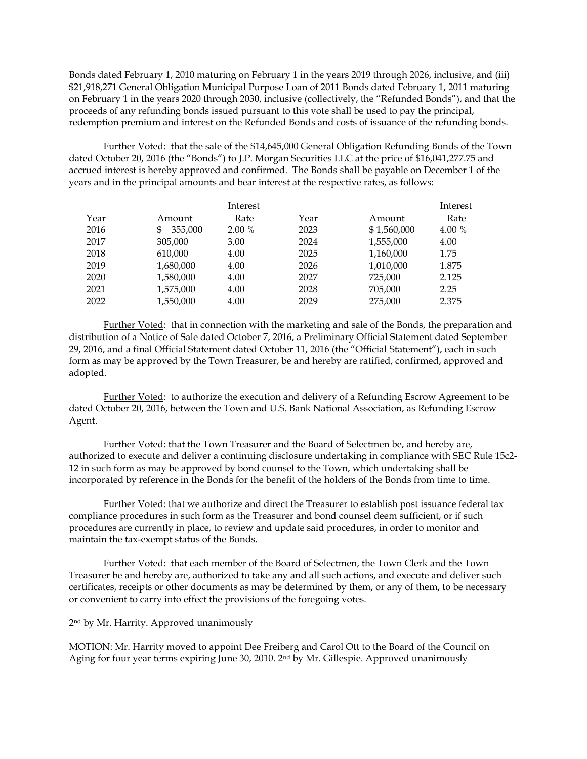Bonds dated February 1, 2010 maturing on February 1 in the years 2019 through 2026, inclusive, and (iii) $21,918,271 General Obligation Municipal Purpose Loan of 2011 Bonds dated February 1, 2011 maturing on February 1 in the years 2020 through 2030, inclusive (collectively, the "Refunded Bonds"), and that the proceeds of any refunding bonds issued pursuant to this vote shall be used to pay the principal, redemption premium and interest on the Refunded Bonds and costs of issuance of the refunding bonds.

Further Voted: that the sale of the $14,645,000 General Obligation Refunding Bonds of the Town dated October 20, 2016 (the "Bonds") to J.P. Morgan Securities LLC at the price of $16,041,277.75 and accrued interest is hereby approved and confirmed. The Bonds shall be payable on December 1 of the years and in the principal amounts and bear interest at the respective rates, as follows:

| Year | Amount | Interest Rate | Year | Amount | Interest Rate |
|---|---|---|---|---|---|
| 2016 | $ 355,000 | 2.00 % | 2023 | $ 1,560,000 | 4.00 % |
| 2017 | 305,000 | 3.00 | 2024 | 1,555,000 | 4.00 |
| 2018 | 610,000 | 4.00 | 2025 | 1,160,000 | 1.75 |
| 2019 | 1,680,000 | 4.00 | 2026 | 1,010,000 | 1.875 |
| 2020 | 1,580,000 | 4.00 | 2027 | 725,000 | 2.125 |
| 2021 | 1,575,000 | 4.00 | 2028 | 705,000 | 2.25 |
| 2022 | 1,550,000 | 4.00 | 2029 | 275,000 | 2.375 |

Further Voted: that in connection with the marketing and sale of the Bonds, the preparation and distribution of a Notice of Sale dated October 7, 2016, a Preliminary Official Statement dated September 29, 2016, and a final Official Statement dated October 11, 2016 (the "Official Statement"), each in such form as may be approved by the Town Treasurer, be and hereby are ratified, confirmed, approved and adopted.

Further Voted: to authorize the execution and delivery of a Refunding Escrow Agreement to be dated October 20, 2016, between the Town and U.S. Bank National Association, as Refunding Escrow Agent.

Further Voted: that the Town Treasurer and the Board of Selectmen be, and hereby are, authorized to execute and deliver a continuing disclosure undertaking in compliance with SEC Rule 15c2-12 in such form as may be approved by bond counsel to the Town, which undertaking shall be incorporated by reference in the Bonds for the benefit of the holders of the Bonds from time to time.

Further Voted: that we authorize and direct the Treasurer to establish post issuance federal tax compliance procedures in such form as the Treasurer and bond counsel deem sufficient, or if such procedures are currently in place, to review and update said procedures, in order to monitor and maintain the tax-exempt status of the Bonds.

Further Voted: that each member of the Board of Selectmen, the Town Clerk and the Town Treasurer be and hereby are, authorized to take any and all such actions, and execute and deliver such certificates, receipts or other documents as may be determined by them, or any of them, to be necessary or convenient to carry into effect the provisions of the foregoing votes.

2nd by Mr. Harrity. Approved unanimously

MOTION: Mr. Harrity moved to appoint Dee Freiberg and Carol Ott to the Board of the Council on Aging for four year terms expiring June 30, 2010. 2nd by Mr. Gillespie. Approved unanimously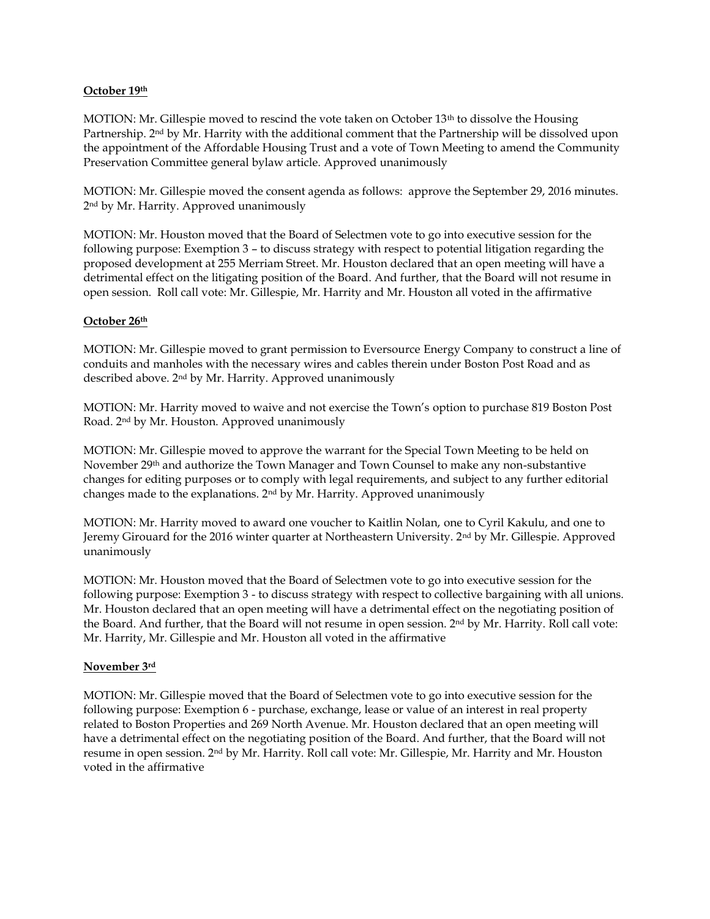**October 19th**

MOTION: Mr. Gillespie moved to rescind the vote taken on October 13th to dissolve the Housing Partnership. 2nd by Mr. Harrity with the additional comment that the Partnership will be dissolved upon the appointment of the Affordable Housing Trust and a vote of Town Meeting to amend the Community Preservation Committee general bylaw article. Approved unanimously

MOTION: Mr. Gillespie moved the consent agenda as follows: approve the September 29, 2016 minutes. 2nd by Mr. Harrity. Approved unanimously

MOTION: Mr. Houston moved that the Board of Selectmen vote to go into executive session for the following purpose: Exemption 3 – to discuss strategy with respect to potential litigation regarding the proposed development at 255 Merriam Street. Mr. Houston declared that an open meeting will have a detrimental effect on the litigating position of the Board. And further, that the Board will not resume in open session. Roll call vote: Mr. Gillespie, Mr. Harrity and Mr. Houston all voted in the affirmative

**October 26th**

MOTION: Mr. Gillespie moved to grant permission to Eversource Energy Company to construct a line of conduits and manholes with the necessary wires and cables therein under Boston Post Road and as described above. 2nd by Mr. Harrity. Approved unanimously

MOTION: Mr. Harrity moved to waive and not exercise the Town's option to purchase 819 Boston Post Road. 2nd by Mr. Houston. Approved unanimously

MOTION: Mr. Gillespie moved to approve the warrant for the Special Town Meeting to be held on November 29th and authorize the Town Manager and Town Counsel to make any non-substantive changes for editing purposes or to comply with legal requirements, and subject to any further editorial changes made to the explanations. 2nd by Mr. Harrity. Approved unanimously

MOTION: Mr. Harrity moved to award one voucher to Kaitlin Nolan, one to Cyril Kakulu, and one to Jeremy Girouard for the 2016 winter quarter at Northeastern University. 2nd by Mr. Gillespie. Approved unanimously

MOTION: Mr. Houston moved that the Board of Selectmen vote to go into executive session for the following purpose: Exemption 3 - to discuss strategy with respect to collective bargaining with all unions. Mr. Houston declared that an open meeting will have a detrimental effect on the negotiating position of the Board. And further, that the Board will not resume in open session. 2nd by Mr. Harrity. Roll call vote: Mr. Harrity, Mr. Gillespie and Mr. Houston all voted in the affirmative

**November 3rd**

MOTION: Mr. Gillespie moved that the Board of Selectmen vote to go into executive session for the following purpose: Exemption 6 - purchase, exchange, lease or value of an interest in real property related to Boston Properties and 269 North Avenue. Mr. Houston declared that an open meeting will have a detrimental effect on the negotiating position of the Board. And further, that the Board will not resume in open session. 2nd by Mr. Harrity. Roll call vote: Mr. Gillespie, Mr. Harrity and Mr. Houston voted in the affirmative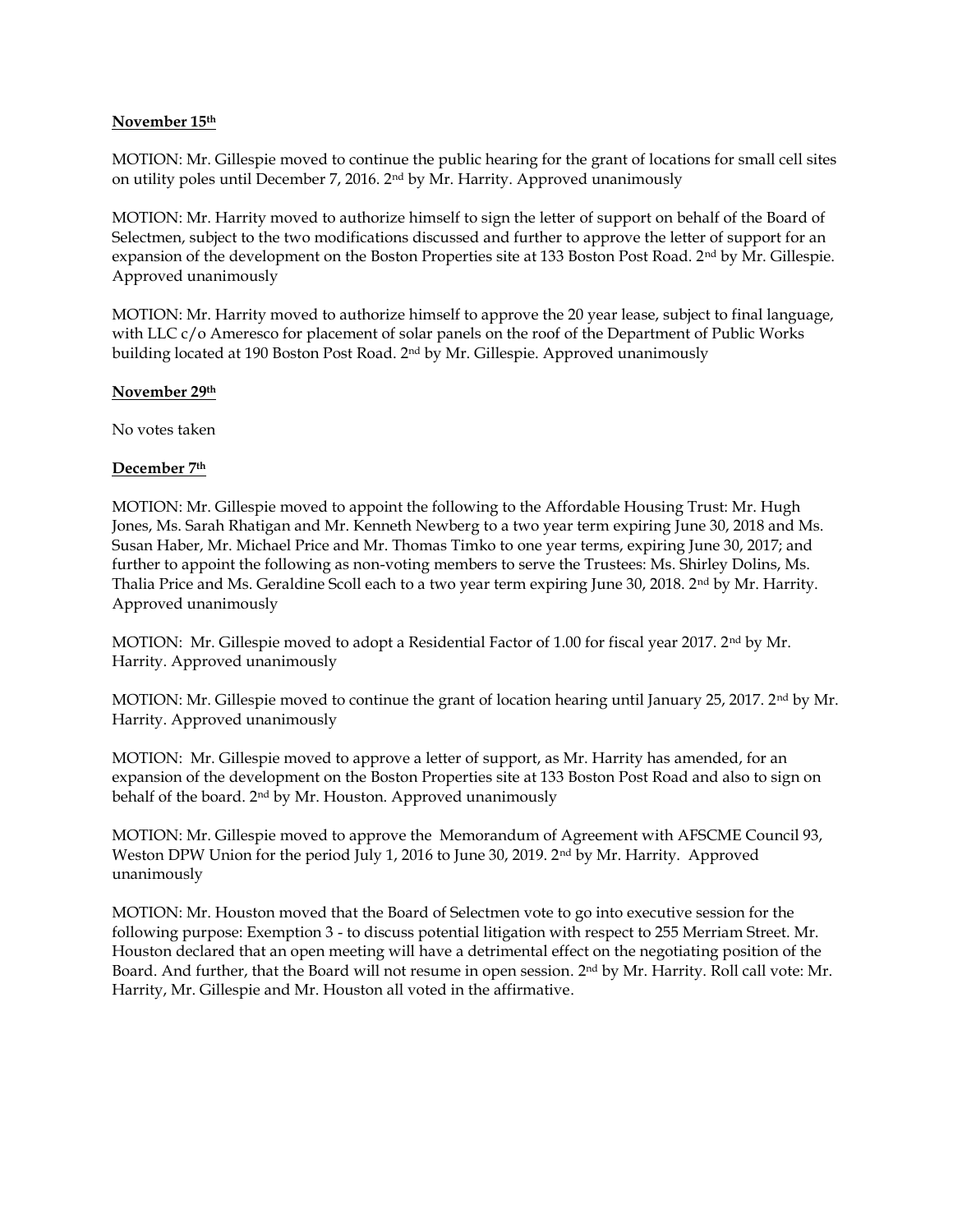**November 15th**

MOTION: Mr. Gillespie moved to continue the public hearing for the grant of locations for small cell sites on utility poles until December 7, 2016. 2nd by Mr. Harrity. Approved unanimously

MOTION: Mr. Harrity moved to authorize himself to sign the letter of support on behalf of the Board of Selectmen, subject to the two modifications discussed and further to approve the letter of support for an expansion of the development on the Boston Properties site at 133 Boston Post Road. 2nd by Mr. Gillespie. Approved unanimously

MOTION: Mr. Harrity moved to authorize himself to approve the 20 year lease, subject to final language, with LLC c/o Ameresco for placement of solar panels on the roof of the Department of Public Works building located at 190 Boston Post Road. 2nd by Mr. Gillespie. Approved unanimously

**November 29th**

No votes taken

**December 7th**

MOTION: Mr. Gillespie moved to appoint the following to the Affordable Housing Trust: Mr. Hugh Jones, Ms. Sarah Rhatigan and Mr. Kenneth Newberg to a two year term expiring June 30, 2018 and Ms. Susan Haber, Mr. Michael Price and Mr. Thomas Timko to one year terms, expiring June 30, 2017; and further to appoint the following as non-voting members to serve the Trustees: Ms. Shirley Dolins, Ms. Thalia Price and Ms. Geraldine Scoll each to a two year term expiring June 30, 2018. 2nd by Mr. Harrity. Approved unanimously

MOTION: Mr. Gillespie moved to adopt a Residential Factor of 1.00 for fiscal year 2017. 2nd by Mr. Harrity. Approved unanimously

MOTION: Mr. Gillespie moved to continue the grant of location hearing until January 25, 2017. 2nd by Mr. Harrity. Approved unanimously

MOTION: Mr. Gillespie moved to approve a letter of support, as Mr. Harrity has amended, for an expansion of the development on the Boston Properties site at 133 Boston Post Road and also to sign on behalf of the board. 2nd by Mr. Houston. Approved unanimously

MOTION: Mr. Gillespie moved to approve the Memorandum of Agreement with AFSCME Council 93, Weston DPW Union for the period July 1, 2016 to June 30, 2019. 2nd by Mr. Harrity. Approved unanimously

MOTION: Mr. Houston moved that the Board of Selectmen vote to go into executive session for the following purpose: Exemption 3 - to discuss potential litigation with respect to 255 Merriam Street. Mr. Houston declared that an open meeting will have a detrimental effect on the negotiating position of the Board. And further, that the Board will not resume in open session. 2nd by Mr. Harrity. Roll call vote: Mr. Harrity, Mr. Gillespie and Mr. Houston all voted in the affirmative.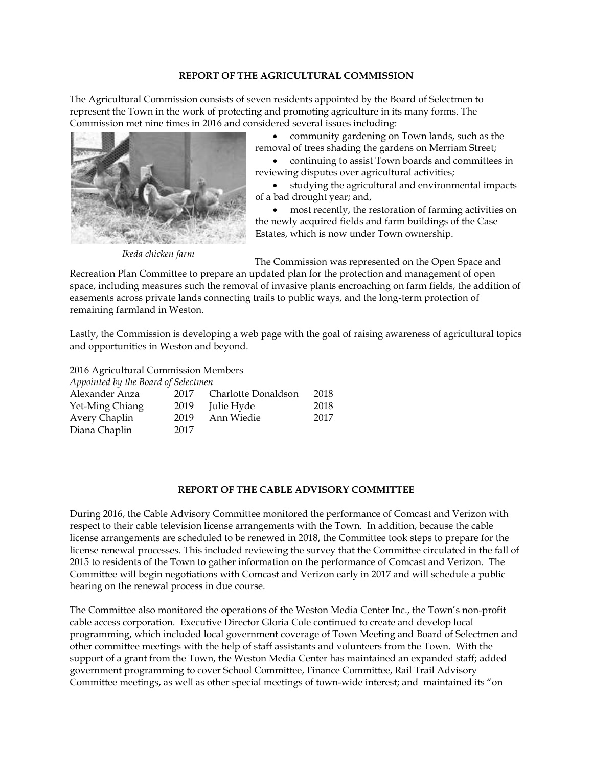**REPORT OF THE AGRICULTURAL COMMISSION**

The Agricultural Commission consists of seven residents appointed by the Board of Selectmen to represent the Town in the work of protecting and promoting agriculture in its many forms. The Commission met nine times in 2016 and considered several issues including:

- community gardening on Town lands, such as the removal of trees shading the gardens on Merriam Street;
- continuing to assist Town boards and committees in reviewing disputes over agricultural activities;
- studying the agricultural and environmental impacts of a bad drought year; and,
- most recently, the restoration of farming activities on the newly acquired fields and farm buildings of the Case Estates, which is now under Town ownership.

*Ikeda chicken farm*

The Commission was represented on the Open Space and Recreation Plan Committee to prepare an updated plan for the protection and management of open space, including measures such the removal of invasive plants encroaching on farm fields, the addition of easements across private lands connecting trails to public ways, and the long-term protection of remaining farmland in Weston.

Lastly, the Commission is developing a web page with the goal of raising awareness of agricultural topics and opportunities in Weston and beyond.

2016 Agricultural Commission Members
*Appointed by the Board of Selectmen*

| | | | |
|---|---|---|---|
| Alexander Anza | 2017 | Charlotte Donaldson | 2018 |
| Yet-Ming Chiang | 2019 | Julie Hyde | 2018 |
| Avery Chaplin | 2019 | Ann Wiedie | 2017 |
| Diana Chaplin | 2017 | | |

**REPORT OF THE CABLE ADVISORY COMMITTEE**

During 2016, the Cable Advisory Committee monitored the performance of Comcast and Verizon with respect to their cable television license arrangements with the Town. In addition, because the cable license arrangements are scheduled to be renewed in 2018, the Committee took steps to prepare for the license renewal processes. This included reviewing the survey that the Committee circulated in the fall of 2015 to residents of the Town to gather information on the performance of Comcast and Verizon. The Committee will begin negotiations with Comcast and Verizon early in 2017 and will schedule a public hearing on the renewal process in due course.

The Committee also monitored the operations of the Weston Media Center Inc., the Town's non-profit cable access corporation. Executive Director Gloria Cole continued to create and develop local programming, which included local government coverage of Town Meeting and Board of Selectmen and other committee meetings with the help of staff assistants and volunteers from the Town. With the support of a grant from the Town, the Weston Media Center has maintained an expanded staff; added government programming to cover School Committee, Finance Committee, Rail Trail Advisory Committee meetings, as well as other special meetings of town-wide interest; and maintained its "on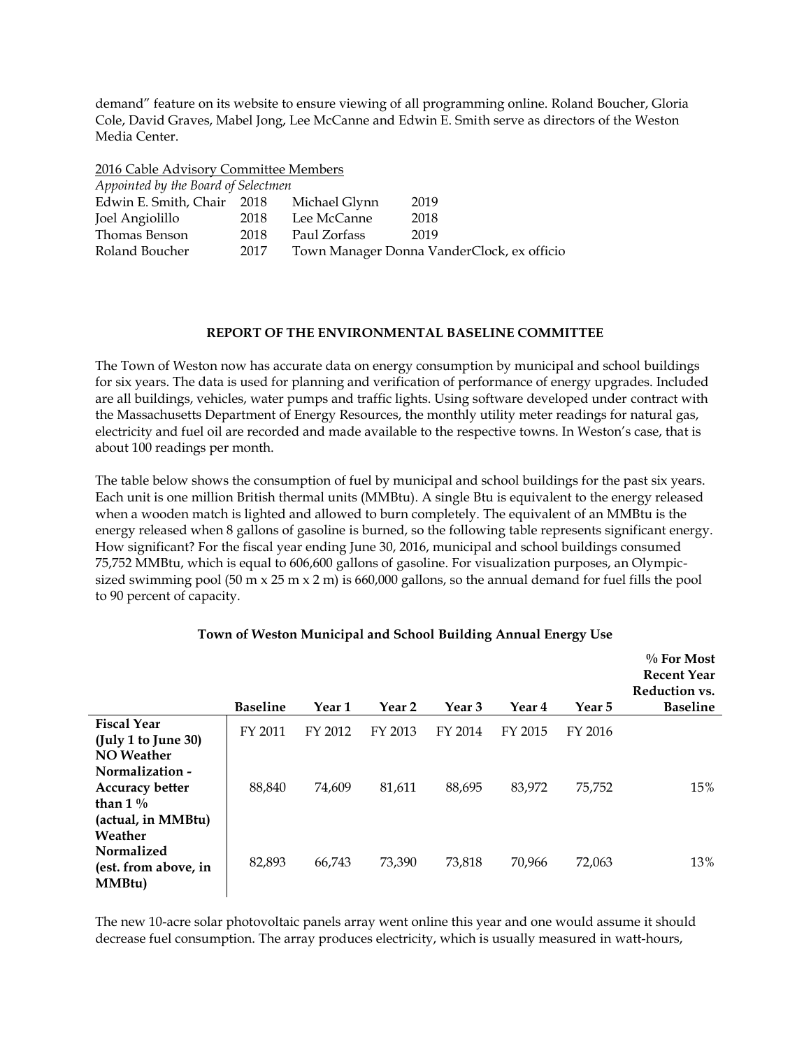demand" feature on its website to ensure viewing of all programming online. Roland Boucher, Gloria Cole, David Graves, Mabel Jong, Lee McCanne and Edwin E. Smith serve as directors of the Weston Media Center.

2016 Cable Advisory Committee Members

*Appointed by the Board of Selectmen*

| | | | |
|---|---|---|---|
| Edwin E. Smith, Chair | 2018 | Michael Glynn | 2019 |
| Joel Angiolillo | 2018 | Lee McCanne | 2018 |
| Thomas Benson | 2018 | Paul Zorfass | 2019 |
| Roland Boucher | 2017 | Town Manager Donna VanderClock, ex officio | |

## REPORT OF THE ENVIRONMENTAL BASELINE COMMITTEE

The Town of Weston now has accurate data on energy consumption by municipal and school buildings for six years. The data is used for planning and verification of performance of energy upgrades. Included are all buildings, vehicles, water pumps and traffic lights. Using software developed under contract with the Massachusetts Department of Energy Resources, the monthly utility meter readings for natural gas, electricity and fuel oil are recorded and made available to the respective towns. In Weston's case, that is about 100 readings per month.

The table below shows the consumption of fuel by municipal and school buildings for the past six years. Each unit is one million British thermal units (MMBtu). A single Btu is equivalent to the energy released when a wooden match is lighted and allowed to burn completely. The equivalent of an MMBtu is the energy released when 8 gallons of gasoline is burned, so the following table represents significant energy. How significant? For the fiscal year ending June 30, 2016, municipal and school buildings consumed 75,752 MMBtu, which is equal to 606,600 gallons of gasoline. For visualization purposes, an Olympic-sized swimming pool (50 m x 25 m x 2 m) is 660,000 gallons, so the annual demand for fuel fills the pool to 90 percent of capacity.

**Town of Weston Municipal and School Building Annual Energy Use**

| | Baseline | Year 1 | Year 2 | Year 3 | Year 4 | Year 5 | % For Most Recent Year Reduction vs. Baseline |
|---|---|---|---|---|---|---|---|
| **Fiscal Year (July 1 to June 30)** | FY 2011 | FY 2012 | FY 2013 | FY 2014 | FY 2015 | FY 2016 | |
| **NO Weather Normalization - Accuracy better than 1 % (actual, in MMBtu)** | 88,840 | 74,609 | 81,611 | 88,695 | 83,972 | 75,752 | 15% |
| **Weather Normalized (est. from above, in MMBtu)** | 82,893 | 66,743 | 73,390 | 73,818 | 70,966 | 72,063 | 13% |

The new 10-acre solar photovoltaic panels array went online this year and one would assume it should decrease fuel consumption. The array produces electricity, which is usually measured in watt-hours,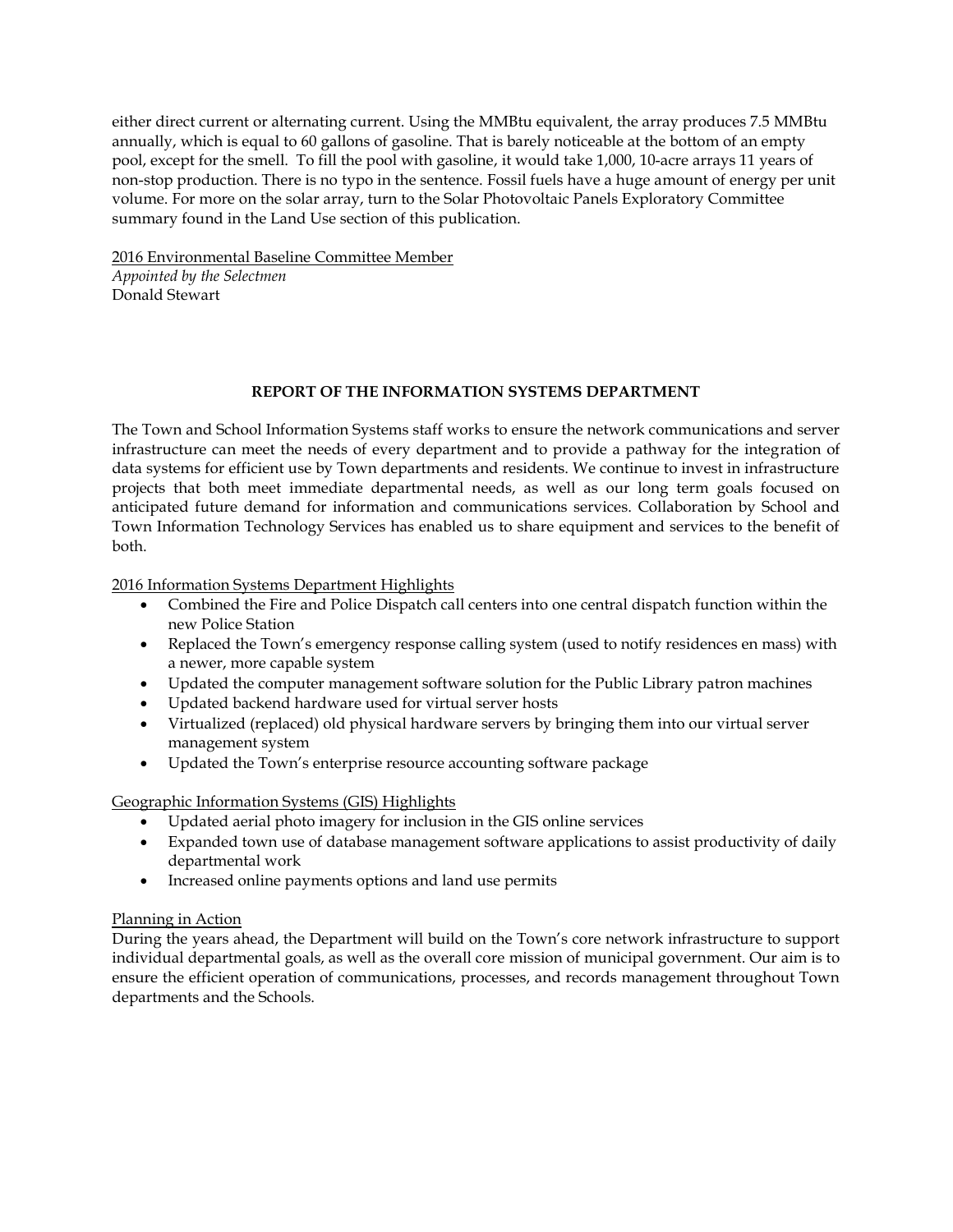either direct current or alternating current. Using the MMBtu equivalent, the array produces 7.5 MMBtu annually, which is equal to 60 gallons of gasoline. That is barely noticeable at the bottom of an empty pool, except for the smell. To fill the pool with gasoline, it would take 1,000, 10-acre arrays 11 years of non-stop production. There is no typo in the sentence. Fossil fuels have a huge amount of energy per unit volume. For more on the solar array, turn to the Solar Photovoltaic Panels Exploratory Committee summary found in the Land Use section of this publication.

2016 Environmental Baseline Committee Member
*Appointed by the Selectmen*
Donald Stewart

## REPORT OF THE INFORMATION SYSTEMS DEPARTMENT

The Town and School Information Systems staff works to ensure the network communications and server infrastructure can meet the needs of every department and to provide a pathway for the integration of data systems for efficient use by Town departments and residents. We continue to invest in infrastructure projects that both meet immediate departmental needs, as well as our long term goals focused on anticipated future demand for information and communications services. Collaboration by School and Town Information Technology Services has enabled us to share equipment and services to the benefit of both.

2016 Information Systems Department Highlights

- Combined the Fire and Police Dispatch call centers into one central dispatch function within the new Police Station
- Replaced the Town's emergency response calling system (used to notify residences en mass) with a newer, more capable system
- Updated the computer management software solution for the Public Library patron machines
- Updated backend hardware used for virtual server hosts
- Virtualized (replaced) old physical hardware servers by bringing them into our virtual server management system
- Updated the Town's enterprise resource accounting software package

Geographic Information Systems (GIS) Highlights

- Updated aerial photo imagery for inclusion in the GIS online services
- Expanded town use of database management software applications to assist productivity of daily departmental work
- Increased online payments options and land use permits

Planning in Action

During the years ahead, the Department will build on the Town's core network infrastructure to support individual departmental goals, as well as the overall core mission of municipal government. Our aim is to ensure the efficient operation of communications, processes, and records management throughout Town departments and the Schools.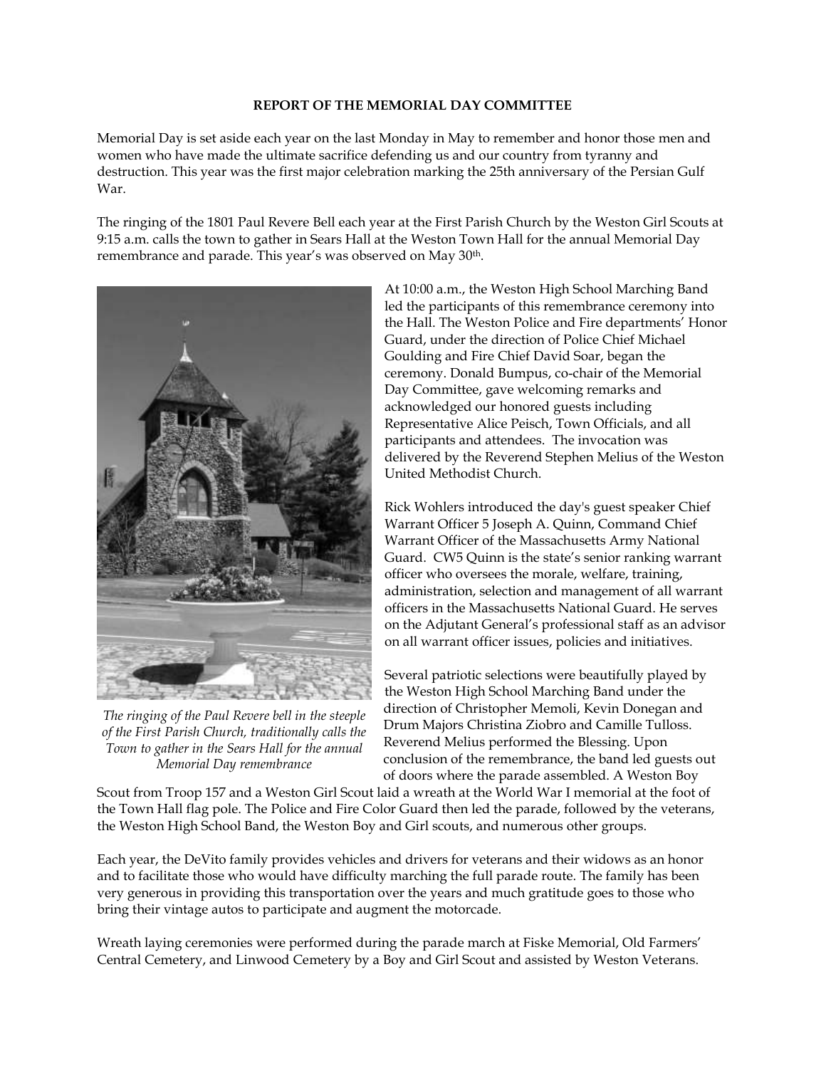**REPORT OF THE MEMORIAL DAY COMMITTEE**

Memorial Day is set aside each year on the last Monday in May to remember and honor those men and women who have made the ultimate sacrifice defending us and our country from tyranny and destruction. This year was the first major celebration marking the 25th anniversary of the Persian Gulf War.

The ringing of the 1801 Paul Revere Bell each year at the First Parish Church by the Weston Girl Scouts at 9:15 a.m. calls the town to gather in Sears Hall at the Weston Town Hall for the annual Memorial Day remembrance and parade. This year's was observed on May 30th.

*The ringing of the Paul Revere bell in the steeple of the First Parish Church, traditionally calls the Town to gather in the Sears Hall for the annual Memorial Day remembrance*

At 10:00 a.m., the Weston High School Marching Band led the participants of this remembrance ceremony into the Hall. The Weston Police and Fire departments' Honor Guard, under the direction of Police Chief Michael Goulding and Fire Chief David Soar, began the ceremony. Donald Bumpus, co-chair of the Memorial Day Committee, gave welcoming remarks and acknowledged our honored guests including Representative Alice Peisch, Town Officials, and all participants and attendees. The invocation was delivered by the Reverend Stephen Melius of the Weston United Methodist Church.

Rick Wohlers introduced the day's guest speaker Chief Warrant Officer 5 Joseph A. Quinn, Command Chief Warrant Officer of the Massachusetts Army National Guard. CW5 Quinn is the state's senior ranking warrant officer who oversees the morale, welfare, training, administration, selection and management of all warrant officers in the Massachusetts National Guard. He serves on the Adjutant General's professional staff as an advisor on all warrant officer issues, policies and initiatives.

Several patriotic selections were beautifully played by the Weston High School Marching Band under the direction of Christopher Memoli, Kevin Donegan and Drum Majors Christina Ziobro and Camille Tulloss. Reverend Melius performed the Blessing. Upon conclusion of the remembrance, the band led guests out of doors where the parade assembled. A Weston Boy Scout from Troop 157 and a Weston Girl Scout laid a wreath at the World War I memorial at the foot of the Town Hall flag pole. The Police and Fire Color Guard then led the parade, followed by the veterans, the Weston High School Band, the Weston Boy and Girl scouts, and numerous other groups.

Each year, the DeVito family provides vehicles and drivers for veterans and their widows as an honor and to facilitate those who would have difficulty marching the full parade route. The family has been very generous in providing this transportation over the years and much gratitude goes to those who bring their vintage autos to participate and augment the motorcade.

Wreath laying ceremonies were performed during the parade march at Fiske Memorial, Old Farmers' Central Cemetery, and Linwood Cemetery by a Boy and Girl Scout and assisted by Weston Veterans.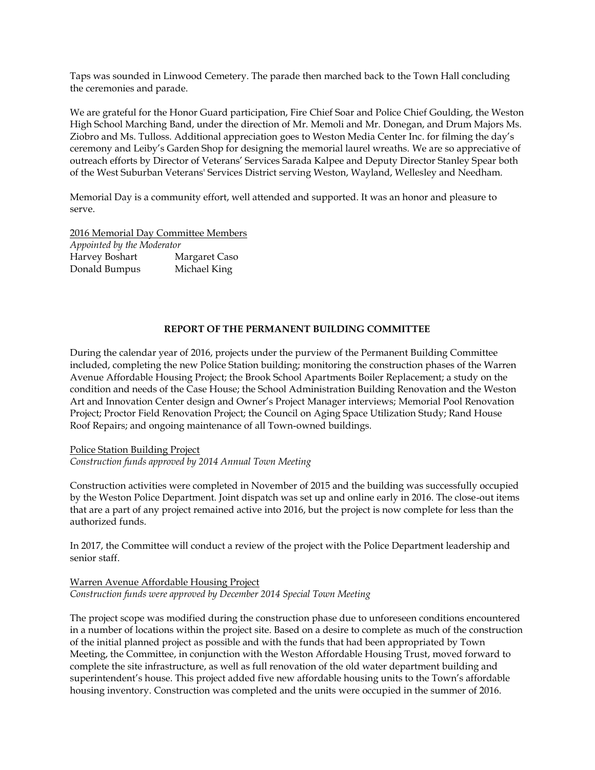Taps was sounded in Linwood Cemetery. The parade then marched back to the Town Hall concluding the ceremonies and parade.

We are grateful for the Honor Guard participation, Fire Chief Soar and Police Chief Goulding, the Weston High School Marching Band, under the direction of Mr. Memoli and Mr. Donegan, and Drum Majors Ms. Ziobro and Ms. Tulloss. Additional appreciation goes to Weston Media Center Inc. for filming the day's ceremony and Leiby's Garden Shop for designing the memorial laurel wreaths. We are so appreciative of outreach efforts by Director of Veterans' Services Sarada Kalpee and Deputy Director Stanley Spear both of the West Suburban Veterans' Services District serving Weston, Wayland, Wellesley and Needham.

Memorial Day is a community effort, well attended and supported. It was an honor and pleasure to serve.

2016 Memorial Day Committee Members
*Appointed by the Moderator*

| | |
|---|---|
| Harvey Boshart | Margaret Caso |
| Donald Bumpus | Michael King |

## REPORT OF THE PERMANENT BUILDING COMMITTEE

During the calendar year of 2016, projects under the purview of the Permanent Building Committee included, completing the new Police Station building; monitoring the construction phases of the Warren Avenue Affordable Housing Project; the Brook School Apartments Boiler Replacement; a study on the condition and needs of the Case House; the School Administration Building Renovation and the Weston Art and Innovation Center design and Owner's Project Manager interviews; Memorial Pool Renovation Project; Proctor Field Renovation Project; the Council on Aging Space Utilization Study; Rand House Roof Repairs; and ongoing maintenance of all Town-owned buildings.

Police Station Building Project
*Construction funds approved by 2014 Annual Town Meeting*

Construction activities were completed in November of 2015 and the building was successfully occupied by the Weston Police Department. Joint dispatch was set up and online early in 2016. The close-out items that are a part of any project remained active into 2016, but the project is now complete for less than the authorized funds.

In 2017, the Committee will conduct a review of the project with the Police Department leadership and senior staff.

Warren Avenue Affordable Housing Project
*Construction funds were approved by December 2014 Special Town Meeting*

The project scope was modified during the construction phase due to unforeseen conditions encountered in a number of locations within the project site. Based on a desire to complete as much of the construction of the initial planned project as possible and with the funds that had been appropriated by Town Meeting, the Committee, in conjunction with the Weston Affordable Housing Trust, moved forward to complete the site infrastructure, as well as full renovation of the old water department building and superintendent's house. This project added five new affordable housing units to the Town's affordable housing inventory. Construction was completed and the units were occupied in the summer of 2016.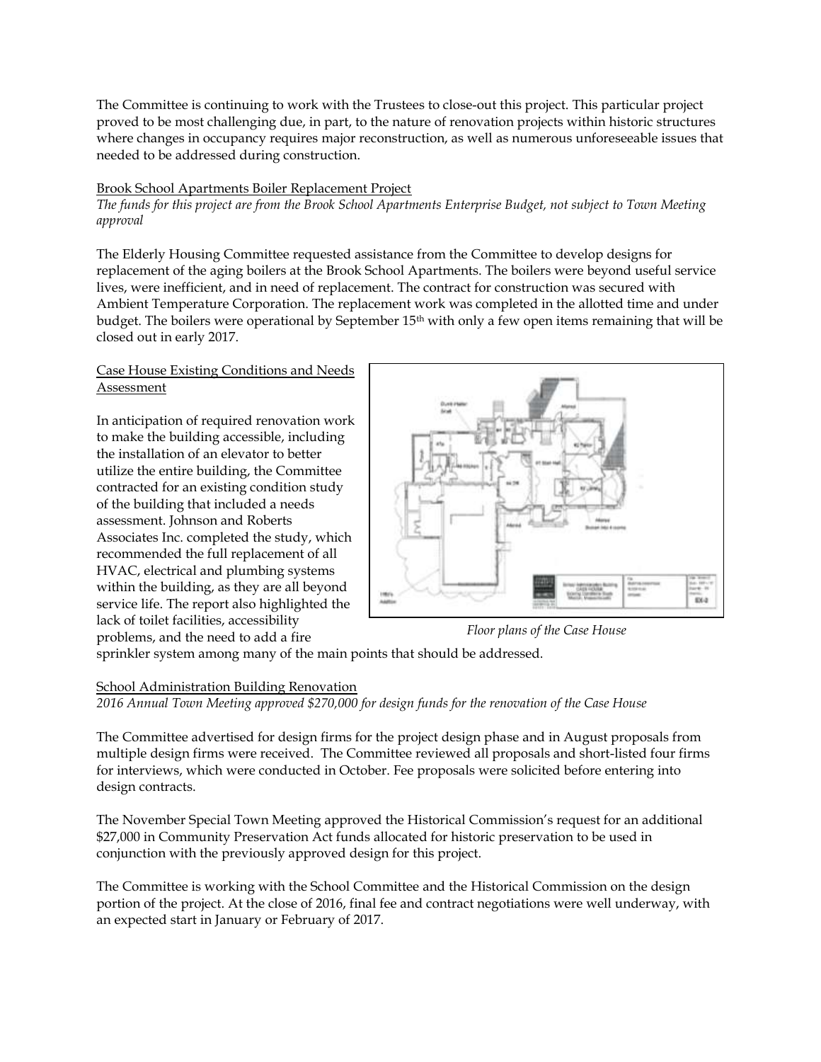The Committee is continuing to work with the Trustees to close-out this project. This particular project proved to be most challenging due, in part, to the nature of renovation projects within historic structures where changes in occupancy requires major reconstruction, as well as numerous unforeseeable issues that needed to be addressed during construction.

Brook School Apartments Boiler Replacement Project

*The funds for this project are from the Brook School Apartments Enterprise Budget, not subject to Town Meeting approval*

The Elderly Housing Committee requested assistance from the Committee to develop designs for replacement of the aging boilers at the Brook School Apartments. The boilers were beyond useful service lives, were inefficient, and in need of replacement. The contract for construction was secured with Ambient Temperature Corporation. The replacement work was completed in the allotted time and under budget. The boilers were operational by September 15th with only a few open items remaining that will be closed out in early 2017.

Case House Existing Conditions and Needs Assessment

In anticipation of required renovation work to make the building accessible, including the installation of an elevator to better utilize the entire building, the Committee contracted for an existing condition study of the building that included a needs assessment. Johnson and Roberts Associates Inc. completed the study, which recommended the full replacement of all HVAC, electrical and plumbing systems within the building, as they are all beyond service life. The report also highlighted the lack of toilet facilities, accessibility problems, and the need to add a fire sprinkler system among many of the main points that should be addressed.

*Floor plans of the Case House*

School Administration Building Renovation

*2016 Annual Town Meeting approved $270,000 for design funds for the renovation of the Case House*

The Committee advertised for design firms for the project design phase and in August proposals from multiple design firms were received. The Committee reviewed all proposals and short-listed four firms for interviews, which were conducted in October. Fee proposals were solicited before entering into design contracts.

The November Special Town Meeting approved the Historical Commission's request for an additional $27,000 in Community Preservation Act funds allocated for historic preservation to be used in conjunction with the previously approved design for this project.

The Committee is working with the School Committee and the Historical Commission on the design portion of the project. At the close of 2016, final fee and contract negotiations were well underway, with an expected start in January or February of 2017.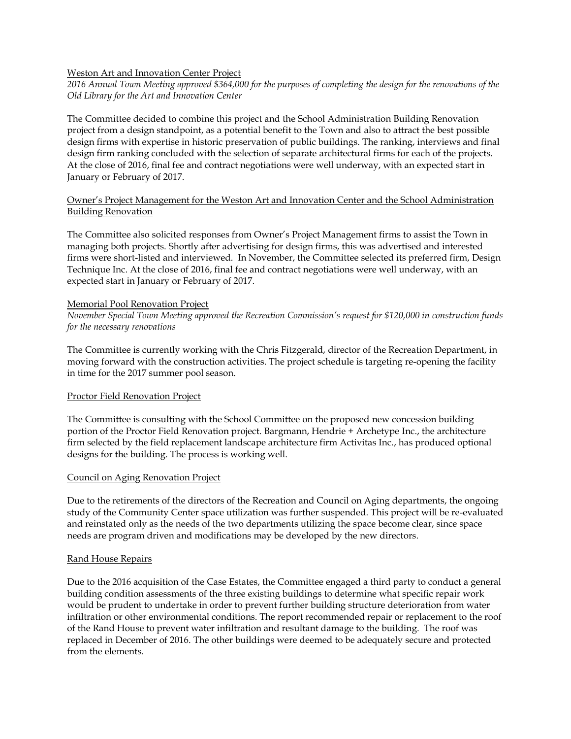Weston Art and Innovation Center Project

*2016 Annual Town Meeting approved $364,000 for the purposes of completing the design for the renovations of the Old Library for the Art and Innovation Center*

The Committee decided to combine this project and the School Administration Building Renovation project from a design standpoint, as a potential benefit to the Town and also to attract the best possible design firms with expertise in historic preservation of public buildings. The ranking, interviews and final design firm ranking concluded with the selection of separate architectural firms for each of the projects. At the close of 2016, final fee and contract negotiations were well underway, with an expected start in January or February of 2017.

Owner's Project Management for the Weston Art and Innovation Center and the School Administration Building Renovation

The Committee also solicited responses from Owner's Project Management firms to assist the Town in managing both projects. Shortly after advertising for design firms, this was advertised and interested firms were short-listed and interviewed. In November, the Committee selected its preferred firm, Design Technique Inc. At the close of 2016, final fee and contract negotiations were well underway, with an expected start in January or February of 2017.

Memorial Pool Renovation Project

*November Special Town Meeting approved the Recreation Commission's request for $120,000 in construction funds for the necessary renovations*

The Committee is currently working with the Chris Fitzgerald, director of the Recreation Department, in moving forward with the construction activities. The project schedule is targeting re-opening the facility in time for the 2017 summer pool season.

Proctor Field Renovation Project

The Committee is consulting with the School Committee on the proposed new concession building portion of the Proctor Field Renovation project. Bargmann, Hendrie + Archetype Inc., the architecture firm selected by the field replacement landscape architecture firm Activitas Inc., has produced optional designs for the building. The process is working well.

Council on Aging Renovation Project

Due to the retirements of the directors of the Recreation and Council on Aging departments, the ongoing study of the Community Center space utilization was further suspended. This project will be re-evaluated and reinstated only as the needs of the two departments utilizing the space become clear, since space needs are program driven and modifications may be developed by the new directors.

Rand House Repairs

Due to the 2016 acquisition of the Case Estates, the Committee engaged a third party to conduct a general building condition assessments of the three existing buildings to determine what specific repair work would be prudent to undertake in order to prevent further building structure deterioration from water infiltration or other environmental conditions. The report recommended repair or replacement to the roof of the Rand House to prevent water infiltration and resultant damage to the building. The roof was replaced in December of 2016. The other buildings were deemed to be adequately secure and protected from the elements.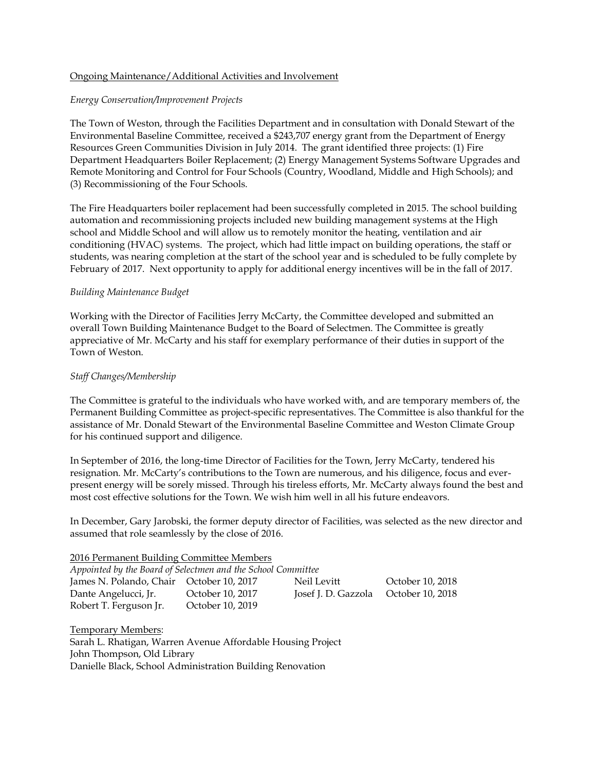Ongoing Maintenance/Additional Activities and Involvement

*Energy Conservation/Improvement Projects*

The Town of Weston, through the Facilities Department and in consultation with Donald Stewart of the Environmental Baseline Committee, received a $243,707 energy grant from the Department of Energy Resources Green Communities Division in July 2014. The grant identified three projects: (1) Fire Department Headquarters Boiler Replacement; (2) Energy Management Systems Software Upgrades and Remote Monitoring and Control for Four Schools (Country, Woodland, Middle and High Schools); and (3) Recommissioning of the Four Schools.

The Fire Headquarters boiler replacement had been successfully completed in 2015. The school building automation and recommissioning projects included new building management systems at the High school and Middle School and will allow us to remotely monitor the heating, ventilation and air conditioning (HVAC) systems. The project, which had little impact on building operations, the staff or students, was nearing completion at the start of the school year and is scheduled to be fully complete by February of 2017. Next opportunity to apply for additional energy incentives will be in the fall of 2017.

*Building Maintenance Budget*

Working with the Director of Facilities Jerry McCarty, the Committee developed and submitted an overall Town Building Maintenance Budget to the Board of Selectmen. The Committee is greatly appreciative of Mr. McCarty and his staff for exemplary performance of their duties in support of the Town of Weston.

*Staff Changes/Membership*

The Committee is grateful to the individuals who have worked with, and are temporary members of, the Permanent Building Committee as project-specific representatives. The Committee is also thankful for the assistance of Mr. Donald Stewart of the Environmental Baseline Committee and Weston Climate Group for his continued support and diligence.

In September of 2016, the long-time Director of Facilities for the Town, Jerry McCarty, tendered his resignation. Mr. McCarty's contributions to the Town are numerous, and his diligence, focus and ever-present energy will be sorely missed. Through his tireless efforts, Mr. McCarty always found the best and most cost effective solutions for the Town. We wish him well in all his future endeavors.

In December, Gary Jarobski, the former deputy director of Facilities, was selected as the new director and assumed that role seamlessly by the close of 2016.

2016 Permanent Building Committee Members

*Appointed by the Board of Selectmen and the School Committee*

| | | | |
|---|---|---|---|
| James N. Polando, Chair | October 10, 2017 | Neil Levitt | October 10, 2018 |
| Dante Angelucci, Jr. | October 10, 2017 | Josef J. D. Gazzola | October 10, 2018 |
| Robert T. Ferguson Jr. | October 10, 2019 | | |

Temporary Members:

Sarah L. Rhatigan, Warren Avenue Affordable Housing Project
John Thompson, Old Library
Danielle Black, School Administration Building Renovation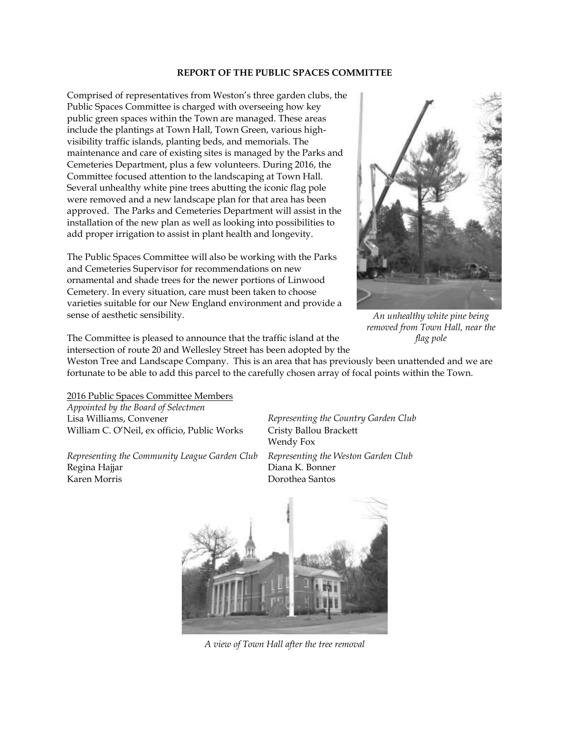## REPORT OF THE PUBLIC SPACES COMMITTEE

Comprised of representatives from Weston's three garden clubs, the Public Spaces Committee is charged with overseeing how key public green spaces within the Town are managed. These areas include the plantings at Town Hall, Town Green, various high-visibility traffic islands, planting beds, and memorials. The maintenance and care of existing sites is managed by the Parks and Cemeteries Department, plus a few volunteers. During 2016, the Committee focused attention to the landscaping at Town Hall. Several unhealthy white pine trees abutting the iconic flag pole were removed and a new landscape plan for that area has been approved. The Parks and Cemeteries Department will assist in the installation of the new plan as well as looking into possibilities to add proper irrigation to assist in plant health and longevity.

The Public Spaces Committee will also be working with the Parks and Cemeteries Supervisor for recommendations on new ornamental and shade trees for the newer portions of Linwood Cemetery. In every situation, care must been taken to choose varieties suitable for our New England environment and provide a sense of aesthetic sensibility.

*An unhealthy white pine being removed from Town Hall, near the flag pole*

The Committee is pleased to announce that the traffic island at the intersection of route 20 and Wellesley Street has been adopted by the Weston Tree and Landscape Company. This is an area that has previously been unattended and we are fortunate to be able to add this parcel to the carefully chosen array of focal points within the Town.

2016 Public Spaces Committee Members

*Appointed by the Board of Selectmen*
Lisa Williams, Convener
William C. O'Neil, ex officio, Public Works

*Representing the Community League Garden Club*
Regina Hajjar
Karen Morris

*Representing the Country Garden Club*
Cristy Ballou Brackett
Wendy Fox

*Representing the Weston Garden Club*
Diana K. Bonner
Dorothea Santos

*A view of Town Hall after the tree removal*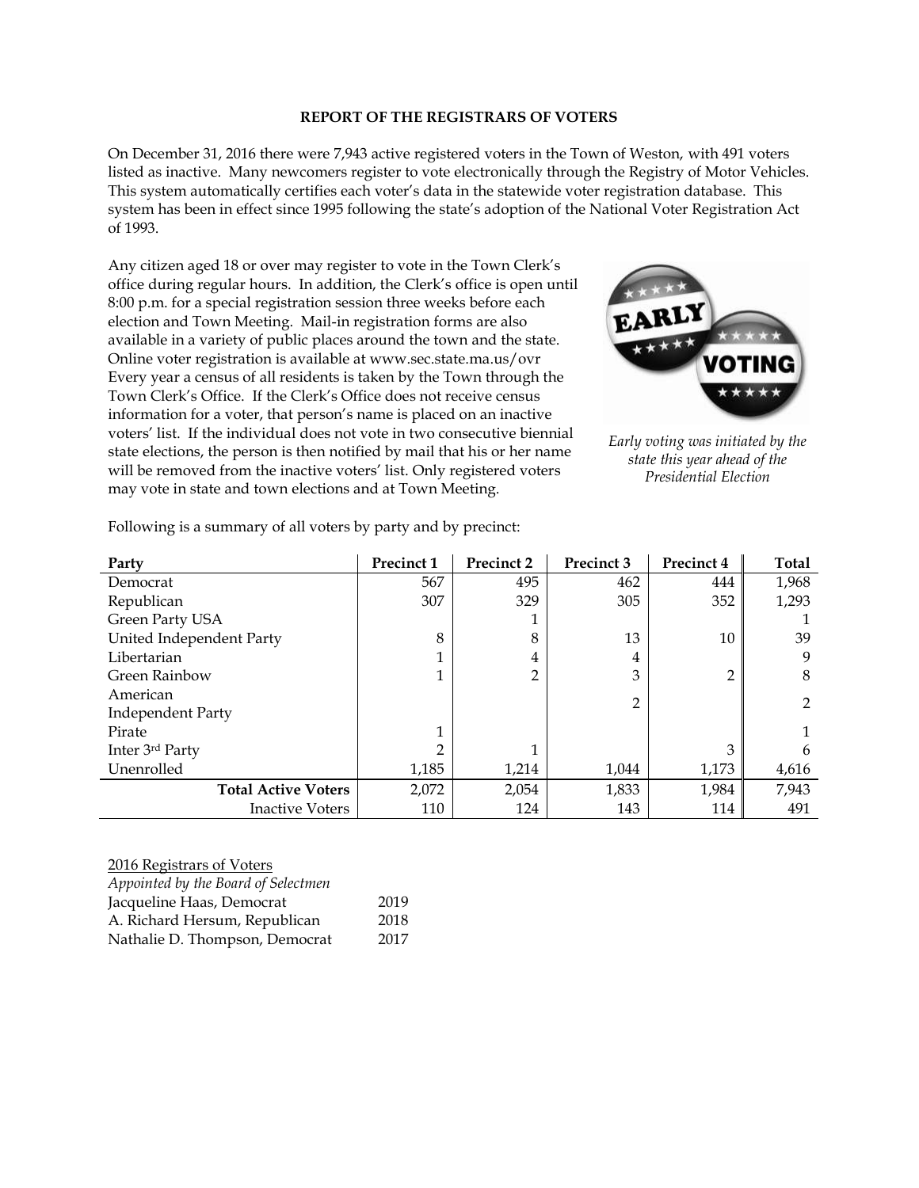**REPORT OF THE REGISTRARS OF VOTERS**

On December 31, 2016 there were 7,943 active registered voters in the Town of Weston, with 491 voters listed as inactive. Many newcomers register to vote electronically through the Registry of Motor Vehicles. This system automatically certifies each voter's data in the statewide voter registration database. This system has been in effect since 1995 following the state's adoption of the National Voter Registration Act of 1993.

Any citizen aged 18 or over may register to vote in the Town Clerk's office during regular hours. In addition, the Clerk's office is open until 8:00 p.m. for a special registration session three weeks before each election and Town Meeting. Mail-in registration forms are also available in a variety of public places around the town and the state. Online voter registration is available at www.sec.state.ma.us/ovr Every year a census of all residents is taken by the Town through the Town Clerk's Office. If the Clerk's Office does not receive census information for a voter, that person's name is placed on an inactive voters' list. If the individual does not vote in two consecutive biennial state elections, the person is then notified by mail that his or her name will be removed from the inactive voters' list. Only registered voters may vote in state and town elections and at Town Meeting.

*Early voting was initiated by the state this year ahead of the Presidential Election*

Following is a summary of all voters by party and by precinct:

| Party | Precinct 1 | Precinct 2 | Precinct 3 | Precinct 4 | Total |
|---|---|---|---|---|---|
| Democrat | 567 | 495 | 462 | 444 | 1,968 |
| Republican | 307 | 329 | 305 | 352 | 1,293 |
| Green Party USA | | 1 | | | 1 |
| United Independent Party | 8 | 8 | 13 | 10 | 39 |
| Libertarian | 1 | 4 | 4 | | 9 |
| Green Rainbow | 1 | 2 | 3 | 2 | 8 |
| American Independent Party | | | 2 | | 2 |
| Pirate | 1 | | | | 1 |
| Inter 3rd Party | 2 | 1 | | 3 | 6 |
| Unenrolled | 1,185 | 1,214 | 1,044 | 1,173 | 4,616 |
| **Total Active Voters** | 2,072 | 2,054 | 1,833 | 1,984 | 7,943 |
| Inactive Voters | 110 | 124 | 143 | 114 | 491 |

2016 Registrars of Voters
*Appointed by the Board of Selectmen*

| | |
|---|---|
| Jacqueline Haas, Democrat | 2019 |
| A. Richard Hersum, Republican | 2018 |
| Nathalie D. Thompson, Democrat | 2017 |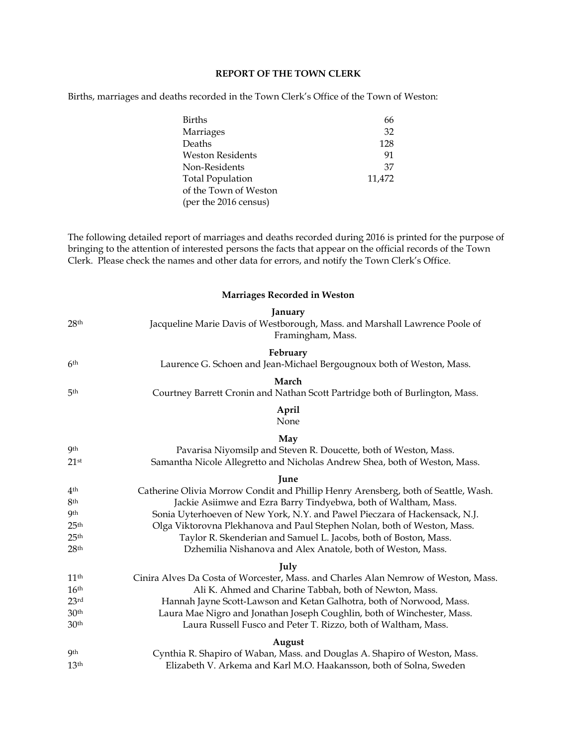## REPORT OF THE TOWN CLERK

Births, marriages and deaths recorded in the Town Clerk's Office of the Town of Weston:

| | |
|---|---|
| Births | 66 |
| Marriages | 32 |
| Deaths | 128 |
| Weston Residents | 91 |
| Non-Residents | 37 |
| Total Population of the Town of Weston (per the 2016 census) | 11,472 |

The following detailed report of marriages and deaths recorded during 2016 is printed for the purpose of bringing to the attention of interested persons the facts that appear on the official records of the Town Clerk. Please check the names and other data for errors, and notify the Town Clerk's Office.

### Marriages Recorded in Weston

**January**

28th Jacqueline Marie Davis of Westborough, Mass. and Marshall Lawrence Poole of Framingham, Mass.

**February**

6th Laurence G. Schoen and Jean-Michael Bergougnoux both of Weston, Mass.

**March**

5th Courtney Barrett Cronin and Nathan Scott Partridge both of Burlington, Mass.

**April**

None

**May**

9th Pavarisa Niyomsilp and Steven R. Doucette, both of Weston, Mass.

21st Samantha Nicole Allegretto and Nicholas Andrew Shea, both of Weston, Mass.

**June**

4th Catherine Olivia Morrow Condit and Phillip Henry Arensberg, both of Seattle, Wash.

8th Jackie Asiimwe and Ezra Barry Tindyebwa, both of Waltham, Mass.

9th Sonia Uyterhoeven of New York, N.Y. and Pawel Pieczara of Hackensack, N.J.

25th Olga Viktorovna Plekhanova and Paul Stephen Nolan, both of Weston, Mass.

25th Taylor R. Skenderian and Samuel L. Jacobs, both of Boston, Mass.

28th Dzhemilia Nishanova and Alex Anatole, both of Weston, Mass.

**July**

11th Cinira Alves Da Costa of Worcester, Mass. and Charles Alan Nemrow of Weston, Mass.

16th Ali K. Ahmed and Charine Tabbah, both of Newton, Mass.

23rd Hannah Jayne Scott-Lawson and Ketan Galhotra, both of Norwood, Mass.

30th Laura Mae Nigro and Jonathan Joseph Coughlin, both of Winchester, Mass.

30th Laura Russell Fusco and Peter T. Rizzo, both of Waltham, Mass.

**August**

9th Cynthia R. Shapiro of Waban, Mass. and Douglas A. Shapiro of Weston, Mass.

13th Elizabeth V. Arkema and Karl M.O. Haakansson, both of Solna, Sweden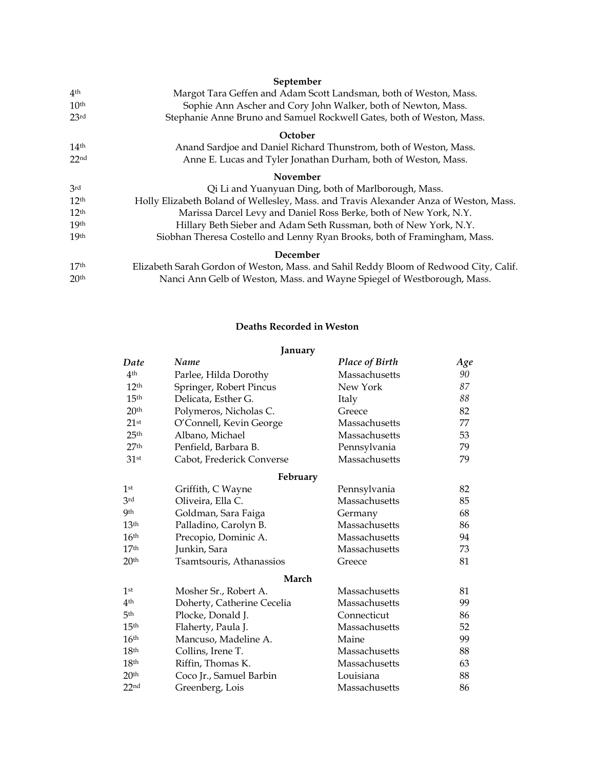**September**

| | |
|---|---|
| 4th | Margot Tara Geffen and Adam Scott Landsman, both of Weston, Mass. |
| 10th | Sophie Ann Ascher and Cory John Walker, both of Newton, Mass. |
| 23rd | Stephanie Anne Bruno and Samuel Rockwell Gates, both of Weston, Mass. |

**October**

| | |
|---|---|
| 14th | Anand Sardjoe and Daniel Richard Thunstrom, both of Weston, Mass. |
| 22nd | Anne E. Lucas and Tyler Jonathan Durham, both of Weston, Mass. |

**November**

| | |
|---|---|
| 3rd | Qi Li and Yuanyuan Ding, both of Marlborough, Mass. |
| 12th | Holly Elizabeth Boland of Wellesley, Mass. and Travis Alexander Anza of Weston, Mass. |
| 12th | Marissa Darcel Levy and Daniel Ross Berke, both of New York, N.Y. |
| 19th | Hillary Beth Sieber and Adam Seth Russman, both of New York, N.Y. |
| 19th | Siobhan Theresa Costello and Lenny Ryan Brooks, both of Framingham, Mass. |

**December**

| | |
|---|---|
| 17th | Elizabeth Sarah Gordon of Weston, Mass. and Sahil Reddy Bloom of Redwood City, Calif. |
| 20th | Nanci Ann Gelb of Weston, Mass. and Wayne Spiegel of Westborough, Mass. |

## Deaths Recorded in Weston

**January**

| *Date* | *Name* | *Place of Birth* | *Age* |
|---|---|---|---|
| 4th | Parlee, Hilda Dorothy | Massachusetts | *90* |
| 12th | Springer, Robert Pincus | New York | *87* |
| 15th | Delicata, Esther G. | Italy | *88* |
| 20th | Polymeros, Nicholas C. | Greece | 82 |
| 21st | O'Connell, Kevin George | Massachusetts | 77 |
| 25th | Albano, Michael | Massachusetts | 53 |
| 27th | Penfield, Barbara B. | Pennsylvania | 79 |
| 31st | Cabot, Frederick Converse | Massachusetts | 79 |
| **February** | | | |
| 1st | Griffith, C Wayne | Pennsylvania | 82 |
| 3rd | Oliveira, Ella C. | Massachusetts | 85 |
| 9th | Goldman, Sara Faiga | Germany | 68 |
| 13th | Palladino, Carolyn B. | Massachusetts | 86 |
| 16th | Precopio, Dominic A. | Massachusetts | 94 |
| 17th | Junkin, Sara | Massachusetts | 73 |
| 20th | Tsamtsouris, Athanassios | Greece | 81 |
| **March** | | | |
| 1st | Mosher Sr., Robert A. | Massachusetts | 81 |
| 4th | Doherty, Catherine Cecelia | Massachusetts | 99 |
| 5th | Plocke, Donald J. | Connecticut | 86 |
| 15th | Flaherty, Paula J. | Massachusetts | 52 |
| 16th | Mancuso, Madeline A. | Maine | 99 |
| 18th | Collins, Irene T. | Massachusetts | 88 |
| 18th | Riffin, Thomas K. | Massachusetts | 63 |
| 20th | Coco Jr., Samuel Barbin | Louisiana | 88 |
| 22nd | Greenberg, Lois | Massachusetts | 86 |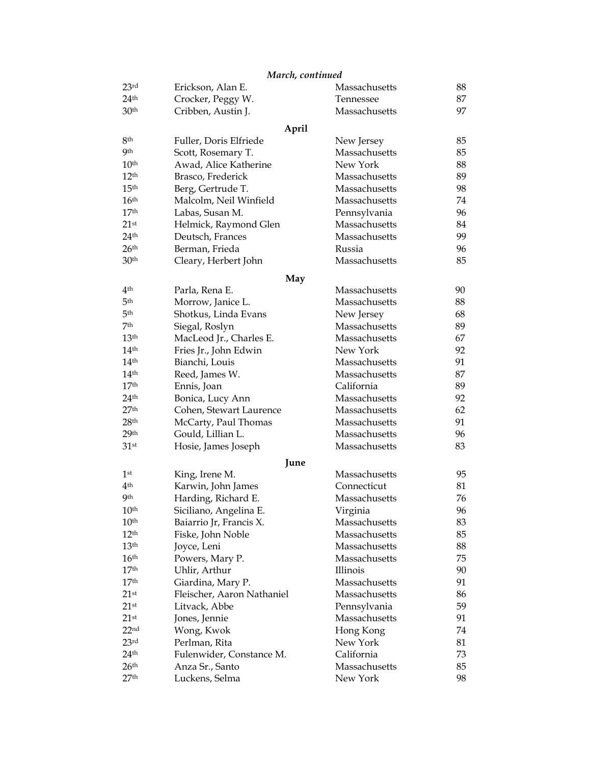***March, continued***

| | | | |
|---|---|---|---|
| 23rd | Erickson, Alan E. | Massachusetts | 88 |
| 24th | Crocker, Peggy W. | Tennessee | 87 |
| 30th | Cribben, Austin J. | Massachusetts | 97 |

**April**

| | | | |
|---|---|---|---|
| 8th | Fuller, Doris Elfriede | New Jersey | 85 |
| 9th | Scott, Rosemary T. | Massachusetts | 85 |
| 10th | Awad, Alice Katherine | New York | 88 |
| 12th | Brasco, Frederick | Massachusetts | 89 |
| 15th | Berg, Gertrude T. | Massachusetts | 98 |
| 16th | Malcolm, Neil Winfield | Massachusetts | 74 |
| 17th | Labas, Susan M. | Pennsylvania | 96 |
| 21st | Helmick, Raymond Glen | Massachusetts | 84 |
| 24th | Deutsch, Frances | Massachusetts | 99 |
| 26th | Berman, Frieda | Russia | 96 |
| 30th | Cleary, Herbert John | Massachusetts | 85 |

**May**

| | | | |
|---|---|---|---|
| 4th | Parla, Rena E. | Massachusetts | 90 |
| 5th | Morrow, Janice L. | Massachusetts | 88 |
| 5th | Shotkus, Linda Evans | New Jersey | 68 |
| 7th | Siegal, Roslyn | Massachusetts | 89 |
| 13th | MacLeod Jr., Charles E. | Massachusetts | 67 |
| 14th | Fries Jr., John Edwin | New York | 92 |
| 14th | Bianchi, Louis | Massachusetts | 91 |
| 14th | Reed, James W. | Massachusetts | 87 |
| 17th | Ennis, Joan | California | 89 |
| 24th | Bonica, Lucy Ann | Massachusetts | 92 |
| 27th | Cohen, Stewart Laurence | Massachusetts | 62 |
| 28th | McCarty, Paul Thomas | Massachusetts | 91 |
| 29th | Gould, Lillian L. | Massachusetts | 96 |
| 31st | Hosie, James Joseph | Massachusetts | 83 |

**June**

| | | | |
|---|---|---|---|
| 1st | King, Irene M. | Massachusetts | 95 |
| 4th | Karwin, John James | Connecticut | 81 |
| 9th | Harding, Richard E. | Massachusetts | 76 |
| 10th | Siciliano, Angelina E. | Virginia | 96 |
| 10th | Baiarrio Jr, Francis X. | Massachusetts | 83 |
| 12th | Fiske, John Noble | Massachusetts | 85 |
| 13th | Joyce, Leni | Massachusetts | 88 |
| 16th | Powers, Mary P. | Massachusetts | 75 |
| 17th | Uhlir, Arthur | Illinois | 90 |
| 17th | Giardina, Mary P. | Massachusetts | 91 |
| 21st | Fleischer, Aaron Nathaniel | Massachusetts | 86 |
| 21st | Litvack, Abbe | Pennsylvania | 59 |
| 21st | Jones, Jennie | Massachusetts | 91 |
| 22nd | Wong, Kwok | Hong Kong | 74 |
| 23rd | Perlman, Rita | New York | 81 |
| 24th | Fulenwider, Constance M. | California | 73 |
| 26th | Anza Sr., Santo | Massachusetts | 85 |
| 27th | Luckens, Selma | New York | 98 |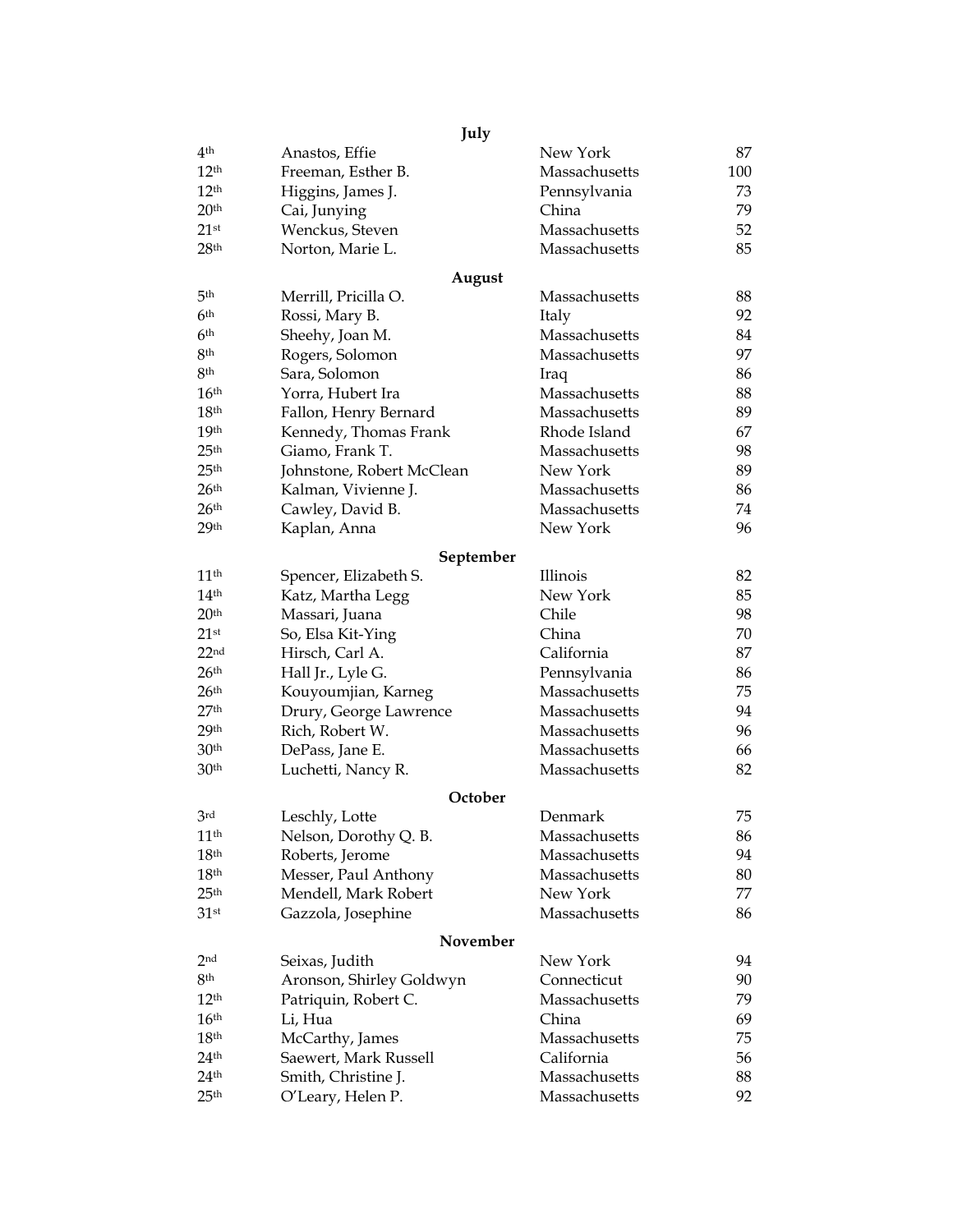**July**

| | | | |
|---|---|---|---|
| 4th | Anastos, Effie | New York | 87 |
| 12th | Freeman, Esther B. | Massachusetts | 100 |
| 12th | Higgins, James J. | Pennsylvania | 73 |
| 20th | Cai, Junying | China | 79 |
| 21st | Wenckus, Steven | Massachusetts | 52 |
| 28th | Norton, Marie L. | Massachusetts | 85 |

**August**

| | | | |
|---|---|---|---|
| 5th | Merrill, Pricilla O. | Massachusetts | 88 |
| 6th | Rossi, Mary B. | Italy | 92 |
| 6th | Sheehy, Joan M. | Massachusetts | 84 |
| 8th | Rogers, Solomon | Massachusetts | 97 |
| 8th | Sara, Solomon | Iraq | 86 |
| 16th | Yorra, Hubert Ira | Massachusetts | 88 |
| 18th | Fallon, Henry Bernard | Massachusetts | 89 |
| 19th | Kennedy, Thomas Frank | Rhode Island | 67 |
| 25th | Giamo, Frank T. | Massachusetts | 98 |
| 25th | Johnstone, Robert McClean | New York | 89 |
| 26th | Kalman, Vivienne J. | Massachusetts | 86 |
| 26th | Cawley, David B. | Massachusetts | 74 |
| 29th | Kaplan, Anna | New York | 96 |

**September**

| | | | |
|---|---|---|---|
| 11th | Spencer, Elizabeth S. | Illinois | 82 |
| 14th | Katz, Martha Legg | New York | 85 |
| 20th | Massari, Juana | Chile | 98 |
| 21st | So, Elsa Kit-Ying | China | 70 |
| 22nd | Hirsch, Carl A. | California | 87 |
| 26th | Hall Jr., Lyle G. | Pennsylvania | 86 |
| 26th | Kouyoumjian, Karneg | Massachusetts | 75 |
| 27th | Drury, George Lawrence | Massachusetts | 94 |
| 29th | Rich, Robert W. | Massachusetts | 96 |
| 30th | DePass, Jane E. | Massachusetts | 66 |
| 30th | Luchetti, Nancy R. | Massachusetts | 82 |

**October**

| | | | |
|---|---|---|---|
| 3rd | Leschly, Lotte | Denmark | 75 |
| 11th | Nelson, Dorothy Q. B. | Massachusetts | 86 |
| 18th | Roberts, Jerome | Massachusetts | 94 |
| 18th | Messer, Paul Anthony | Massachusetts | 80 |
| 25th | Mendell, Mark Robert | New York | 77 |
| 31st | Gazzola, Josephine | Massachusetts | 86 |

**November**

| | | | |
|---|---|---|---|
| 2nd | Seixas, Judith | New York | 94 |
| 8th | Aronson, Shirley Goldwyn | Connecticut | 90 |
| 12th | Patriquin, Robert C. | Massachusetts | 79 |
| 16th | Li, Hua | China | 69 |
| 18th | McCarthy, James | Massachusetts | 75 |
| 24th | Saewert, Mark Russell | California | 56 |
| 24th | Smith, Christine J. | Massachusetts | 88 |
| 25th | O'Leary, Helen P. | Massachusetts | 92 |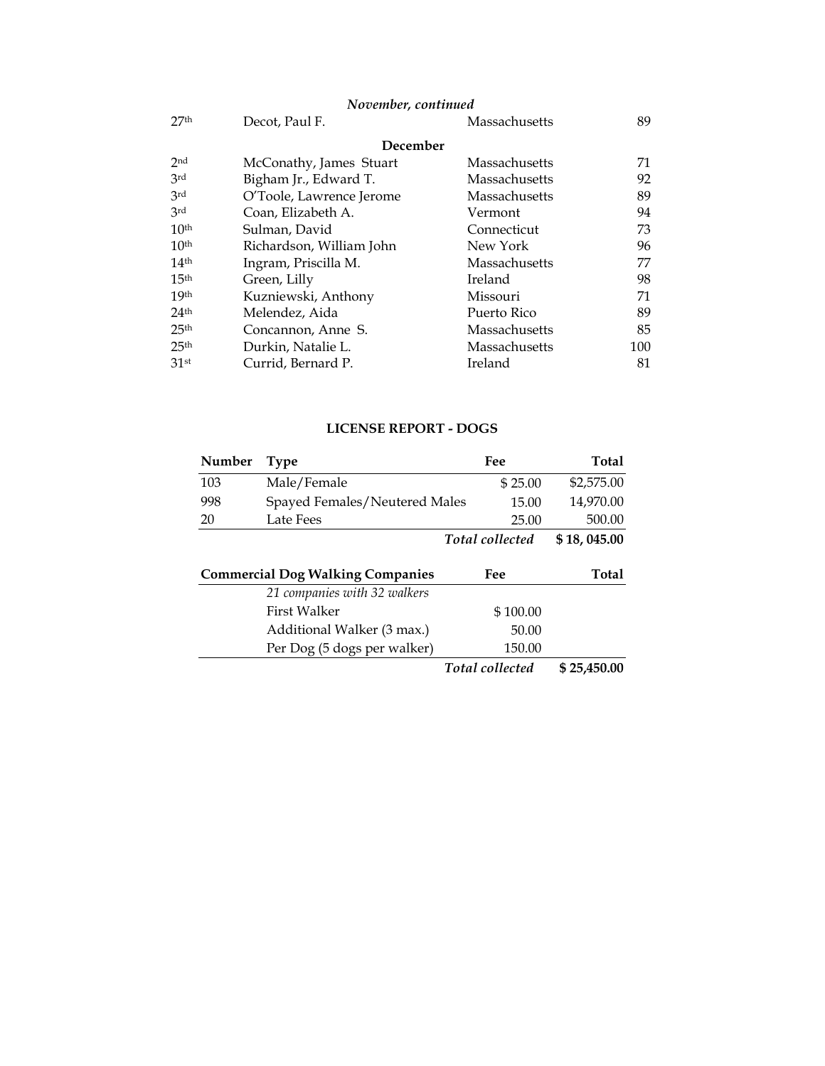*November, continued*

| | | | |
|---|---|---|---|
| 27th | Decot, Paul F. | Massachusetts | 89 |

**December**

| | | | |
|---|---|---|---|
| 2nd | McConathy, James Stuart | Massachusetts | 71 |
| 3rd | Bigham Jr., Edward T. | Massachusetts | 92 |
| 3rd | O'Toole, Lawrence Jerome | Massachusetts | 89 |
| 3rd | Coan, Elizabeth A. | Vermont | 94 |
| 10th | Sulman, David | Connecticut | 73 |
| 10th | Richardson, William John | New York | 96 |
| 14th | Ingram, Priscilla M. | Massachusetts | 77 |
| 15th | Green, Lilly | Ireland | 98 |
| 19th | Kuzniewski, Anthony | Missouri | 71 |
| 24th | Melendez, Aida | Puerto Rico | 89 |
| 25th | Concannon, Anne S. | Massachusetts | 85 |
| 25th | Durkin, Natalie L. | Massachusetts | 100 |
| 31st | Currid, Bernard P. | Ireland | 81 |

## LICENSE REPORT - DOGS

| Number | Type | Fee | Total |
|---|---|---|---|
| 103 | Male/Female | $ 25.00 | $2,575.00 |
| 998 | Spayed Females/Neutered Males | 15.00 | 14,970.00 |
| 20 | Late Fees | 25.00 | 500.00 |
| | | *Total collected* | **$ 18, 045.00** |

| Commercial Dog Walking Companies | Fee | Total |
|---|---|---|
| *21 companies with 32 walkers* | | |
| First Walker | $ 100.00 | |
| Additional Walker (3 max.) | 50.00 | |
| Per Dog (5 dogs per walker) | 150.00 | |
| | *Total collected* | **$ 25,450.00** |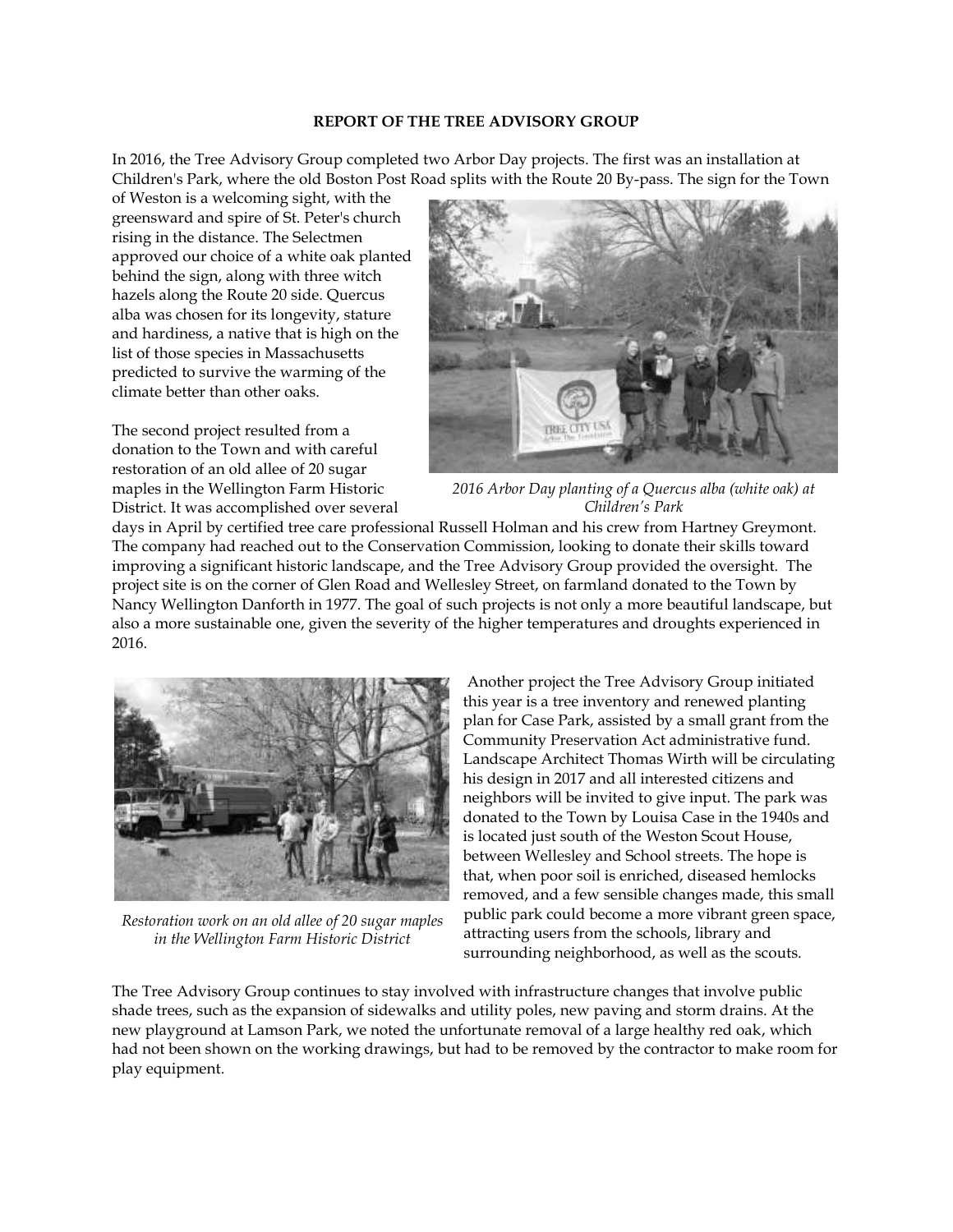**REPORT OF THE TREE ADVISORY GROUP**

In 2016, the Tree Advisory Group completed two Arbor Day projects. The first was an installation at Children's Park, where the old Boston Post Road splits with the Route 20 By-pass. The sign for the Town of Weston is a welcoming sight, with the greensward and spire of St. Peter's church rising in the distance. The Selectmen approved our choice of a white oak planted behind the sign, along with three witch hazels along the Route 20 side. Quercus alba was chosen for its longevity, stature and hardiness, a native that is high on the list of those species in Massachusetts predicted to survive the warming of the climate better than other oaks.

*2016 Arbor Day planting of a Quercus alba (white oak) at Children's Park*

The second project resulted from a donation to the Town and with careful restoration of an old allee of 20 sugar maples in the Wellington Farm Historic District. It was accomplished over several days in April by certified tree care professional Russell Holman and his crew from Hartney Greymont. The company had reached out to the Conservation Commission, looking to donate their skills toward improving a significant historic landscape, and the Tree Advisory Group provided the oversight. The project site is on the corner of Glen Road and Wellesley Street, on farmland donated to the Town by Nancy Wellington Danforth in 1977. The goal of such projects is not only a more beautiful landscape, but also a more sustainable one, given the severity of the higher temperatures and droughts experienced in 2016.

*Restoration work on an old allee of 20 sugar maples in the Wellington Farm Historic District*

Another project the Tree Advisory Group initiated this year is a tree inventory and renewed planting plan for Case Park, assisted by a small grant from the Community Preservation Act administrative fund. Landscape Architect Thomas Wirth will be circulating his design in 2017 and all interested citizens and neighbors will be invited to give input. The park was donated to the Town by Louisa Case in the 1940s and is located just south of the Weston Scout House, between Wellesley and School streets. The hope is that, when poor soil is enriched, diseased hemlocks removed, and a few sensible changes made, this small public park could become a more vibrant green space, attracting users from the schools, library and surrounding neighborhood, as well as the scouts.

The Tree Advisory Group continues to stay involved with infrastructure changes that involve public shade trees, such as the expansion of sidewalks and utility poles, new paving and storm drains. At the new playground at Lamson Park, we noted the unfortunate removal of a large healthy red oak, which had not been shown on the working drawings, but had to be removed by the contractor to make room for play equipment.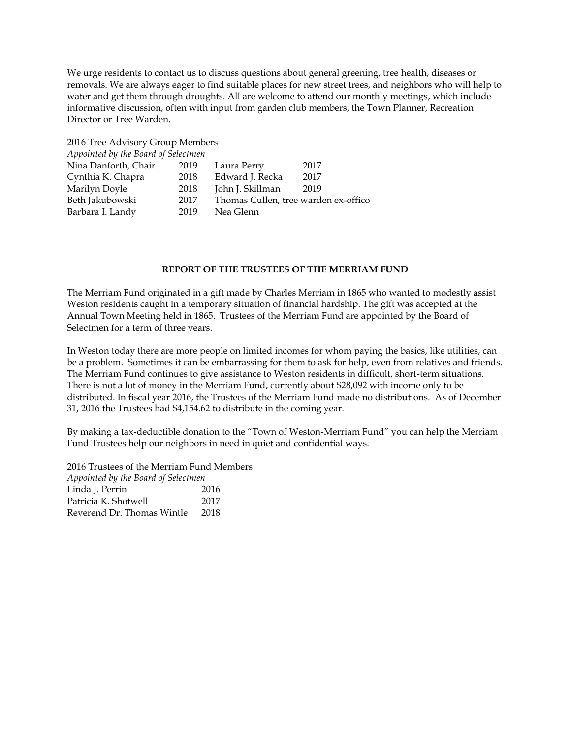We urge residents to contact us to discuss questions about general greening, tree health, diseases or removals. We are always eager to find suitable places for new street trees, and neighbors who will help to water and get them through droughts. All are welcome to attend our monthly meetings, which include informative discussion, often with input from garden club members, the Town Planner, Recreation Director or Tree Warden.

<u>2016 Tree Advisory Group Members</u>

*Appointed by the Board of Selectmen*

| | | | |
|---|---|---|---|
| Nina Danforth, Chair | 2019 | Laura Perry | 2017 |
| Cynthia K. Chapra | 2018 | Edward J. Recka | 2017 |
| Marilyn Doyle | 2018 | John J. Skillman | 2019 |
| Beth Jakubowski | 2017 | Thomas Cullen, tree warden ex-offico | |
| Barbara I. Landy | 2019 | Nea Glenn | |

## REPORT OF THE TRUSTEES OF THE MERRIAM FUND

The Merriam Fund originated in a gift made by Charles Merriam in 1865 who wanted to modestly assist Weston residents caught in a temporary situation of financial hardship. The gift was accepted at the Annual Town Meeting held in 1865. Trustees of the Merriam Fund are appointed by the Board of Selectmen for a term of three years.

In Weston today there are more people on limited incomes for whom paying the basics, like utilities, can be a problem. Sometimes it can be embarrassing for them to ask for help, even from relatives and friends. The Merriam Fund continues to give assistance to Weston residents in difficult, short-term situations. There is not a lot of money in the Merriam Fund, currently about $28,092 with income only to be distributed. In fiscal year 2016, the Trustees of the Merriam Fund made no distributions. As of December 31, 2016 the Trustees had $4,154.62 to distribute in the coming year.

By making a tax-deductible donation to the "Town of Weston-Merriam Fund" you can help the Merriam Fund Trustees help our neighbors in need in quiet and confidential ways.

<u>2016 Trustees of the Merriam Fund Members</u>

*Appointed by the Board of Selectmen*

| | |
|---|---|
| Linda J. Perrin | 2016 |
| Patricia K. Shotwell | 2017 |
| Reverend Dr. Thomas Wintle | 2018 |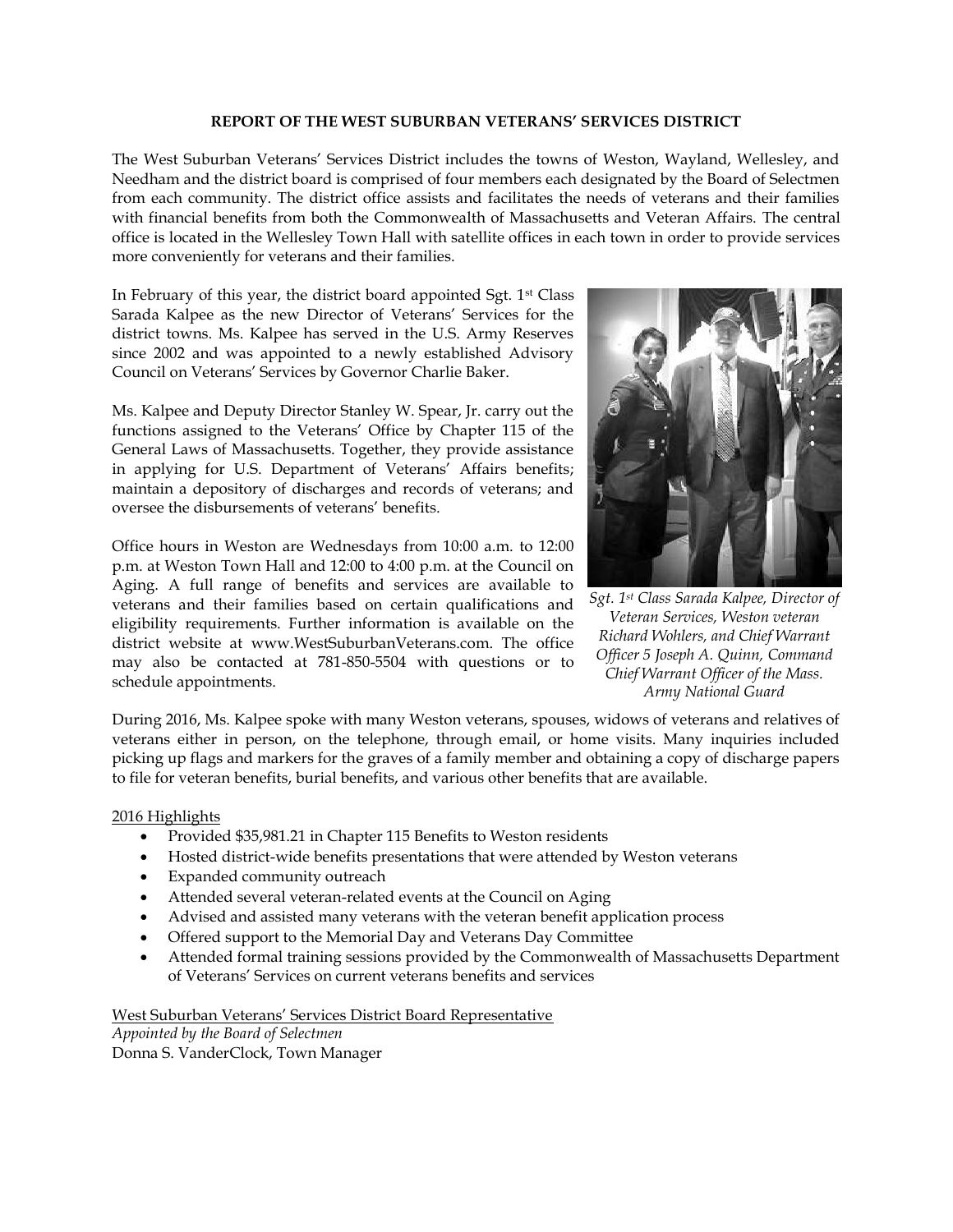# REPORT OF THE WEST SUBURBAN VETERANS' SERVICES DISTRICT

The West Suburban Veterans' Services District includes the towns of Weston, Wayland, Wellesley, and Needham and the district board is comprised of four members each designated by the Board of Selectmen from each community. The district office assists and facilitates the needs of veterans and their families with financial benefits from both the Commonwealth of Massachusetts and Veteran Affairs. The central office is located in the Wellesley Town Hall with satellite offices in each town in order to provide services more conveniently for veterans and their families.

In February of this year, the district board appointed Sgt. 1st Class Sarada Kalpee as the new Director of Veterans' Services for the district towns. Ms. Kalpee has served in the U.S. Army Reserves since 2002 and was appointed to a newly established Advisory Council on Veterans' Services by Governor Charlie Baker.

Ms. Kalpee and Deputy Director Stanley W. Spear, Jr. carry out the functions assigned to the Veterans' Office by Chapter 115 of the General Laws of Massachusetts. Together, they provide assistance in applying for U.S. Department of Veterans' Affairs benefits; maintain a depository of discharges and records of veterans; and oversee the disbursements of veterans' benefits.

Office hours in Weston are Wednesdays from 10:00 a.m. to 12:00 p.m. at Weston Town Hall and 12:00 to 4:00 p.m. at the Council on Aging. A full range of benefits and services are available to veterans and their families based on certain qualifications and eligibility requirements. Further information is available on the district website at www.WestSuburbanVeterans.com. The office may also be contacted at 781-850-5504 with questions or to schedule appointments.

*Sgt. 1st Class Sarada Kalpee, Director of Veteran Services, Weston veteran Richard Wohlers, and Chief Warrant Officer 5 Joseph A. Quinn, Command Chief Warrant Officer of the Mass. Army National Guard*

During 2016, Ms. Kalpee spoke with many Weston veterans, spouses, widows of veterans and relatives of veterans either in person, on the telephone, through email, or home visits. Many inquiries included picking up flags and markers for the graves of a family member and obtaining a copy of discharge papers to file for veteran benefits, burial benefits, and various other benefits that are available.

2016 Highlights

- Provided $35,981.21 in Chapter 115 Benefits to Weston residents
- Hosted district-wide benefits presentations that were attended by Weston veterans
- Expanded community outreach
- Attended several veteran-related events at the Council on Aging
- Advised and assisted many veterans with the veteran benefit application process
- Offered support to the Memorial Day and Veterans Day Committee
- Attended formal training sessions provided by the Commonwealth of Massachusetts Department of Veterans' Services on current veterans benefits and services

West Suburban Veterans' Services District Board Representative
*Appointed by the Board of Selectmen*
Donna S. VanderClock, Town Manager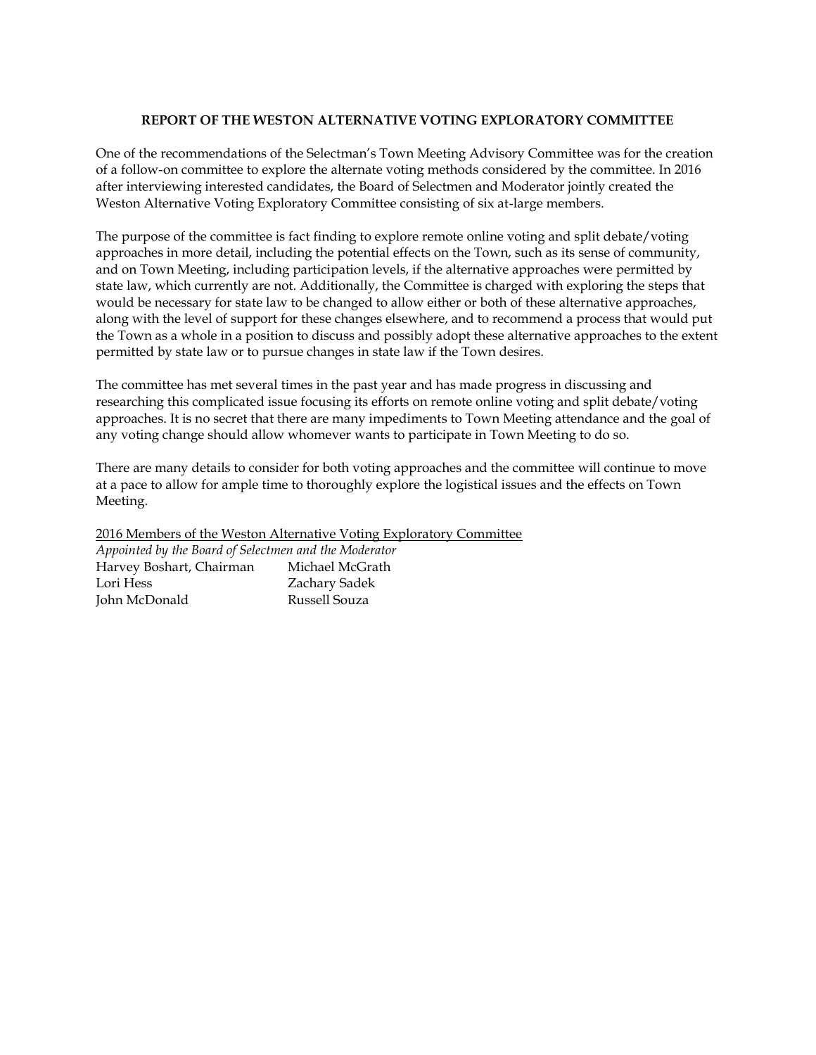**REPORT OF THE WESTON ALTERNATIVE VOTING EXPLORATORY COMMITTEE**

One of the recommendations of the Selectman's Town Meeting Advisory Committee was for the creation of a follow-on committee to explore the alternate voting methods considered by the committee. In 2016 after interviewing interested candidates, the Board of Selectmen and Moderator jointly created the Weston Alternative Voting Exploratory Committee consisting of six at-large members.

The purpose of the committee is fact finding to explore remote online voting and split debate/voting approaches in more detail, including the potential effects on the Town, such as its sense of community, and on Town Meeting, including participation levels, if the alternative approaches were permitted by state law, which currently are not. Additionally, the Committee is charged with exploring the steps that would be necessary for state law to be changed to allow either or both of these alternative approaches, along with the level of support for these changes elsewhere, and to recommend a process that would put the Town as a whole in a position to discuss and possibly adopt these alternative approaches to the extent permitted by state law or to pursue changes in state law if the Town desires.

The committee has met several times in the past year and has made progress in discussing and researching this complicated issue focusing its efforts on remote online voting and split debate/voting approaches. It is no secret that there are many impediments to Town Meeting attendance and the goal of any voting change should allow whomever wants to participate in Town Meeting to do so.

There are many details to consider for both voting approaches and the committee will continue to move at a pace to allow for ample time to thoroughly explore the logistical issues and the effects on Town Meeting.

2016 Members of the Weston Alternative Voting Exploratory Committee

*Appointed by the Board of Selectmen and the Moderator*

Harvey Boshart, Chairman
Lori Hess
John McDonald
Michael McGrath
Zachary Sadek
Russell Souza